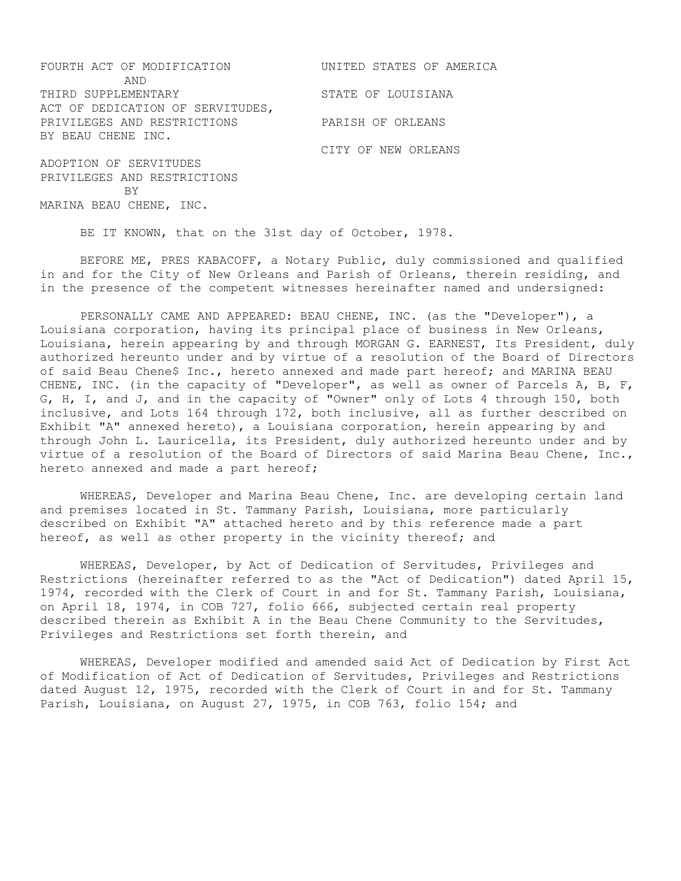FOURTH ACT OF MODIFICATION
AND
THIRD SUPPLEMENTARY
ACT OF DEDICATION OF SERVITUDES,
PRIVILEGES AND RESTRICTIONS
BY BEAU CHENE INC.

ADOPTION OF SERVITUDES
PRIVILEGES AND RESTRICTIONS
BY
MARINA BEAU CHENE, INC.

UNITED STATES OF AMERICA

STATE OF LOUISIANA

PARISH OF ORLEANS

CITY OF NEW ORLEANS

BE IT KNOWN, that on the 31st day of October, 1978.

BEFORE ME, PRES KABACOFF, a Notary Public, duly commissioned and qualified in and for the City of New Orleans and Parish of Orleans, therein residing, and in the presence of the competent witnesses hereinafter named and undersigned:

PERSONALLY CAME AND APPEARED: BEAU CHENE, INC. (as the "Developer"), a Louisiana corporation, having its principal place of business in New Orleans, Louisiana, herein appearing by and through MORGAN G. EARNEST, Its President, duly authorized hereunto under and by virtue of a resolution of the Board of Directors of said Beau Chene$ Inc., hereto annexed and made part hereof; and MARINA BEAU CHENE, INC. (in the capacity of "Developer", as well as owner of Parcels A, B, F, G, H, I, and J, and in the capacity of "Owner" only of Lots 4 through 150, both inclusive, and Lots 164 through 172, both inclusive, all as further described on Exhibit "A" annexed hereto), a Louisiana corporation, herein appearing by and through John L. Lauricella, its President, duly authorized hereunto under and by virtue of a resolution of the Board of Directors of said Marina Beau Chene, Inc., hereto annexed and made a part hereof;

WHEREAS, Developer and Marina Beau Chene, Inc. are developing certain land and premises located in St. Tammany Parish, Louisiana, more particularly described on Exhibit "A" attached hereto and by this reference made a part hereof, as well as other property in the vicinity thereof; and

WHEREAS, Developer, by Act of Dedication of Servitudes, Privileges and Restrictions (hereinafter referred to as the "Act of Dedication") dated April 15, 1974, recorded with the Clerk of Court in and for St. Tammany Parish, Louisiana, on April 18, 1974, in COB 727, folio 666, subjected certain real property described therein as Exhibit A in the Beau Chene Community to the Servitudes, Privileges and Restrictions set forth therein, and

WHEREAS, Developer modified and amended said Act of Dedication by First Act of Modification of Act of Dedication of Servitudes, Privileges and Restrictions dated August 12, 1975, recorded with the Clerk of Court in and for St. Tammany Parish, Louisiana, on August 27, 1975, in COB 763, folio 154; and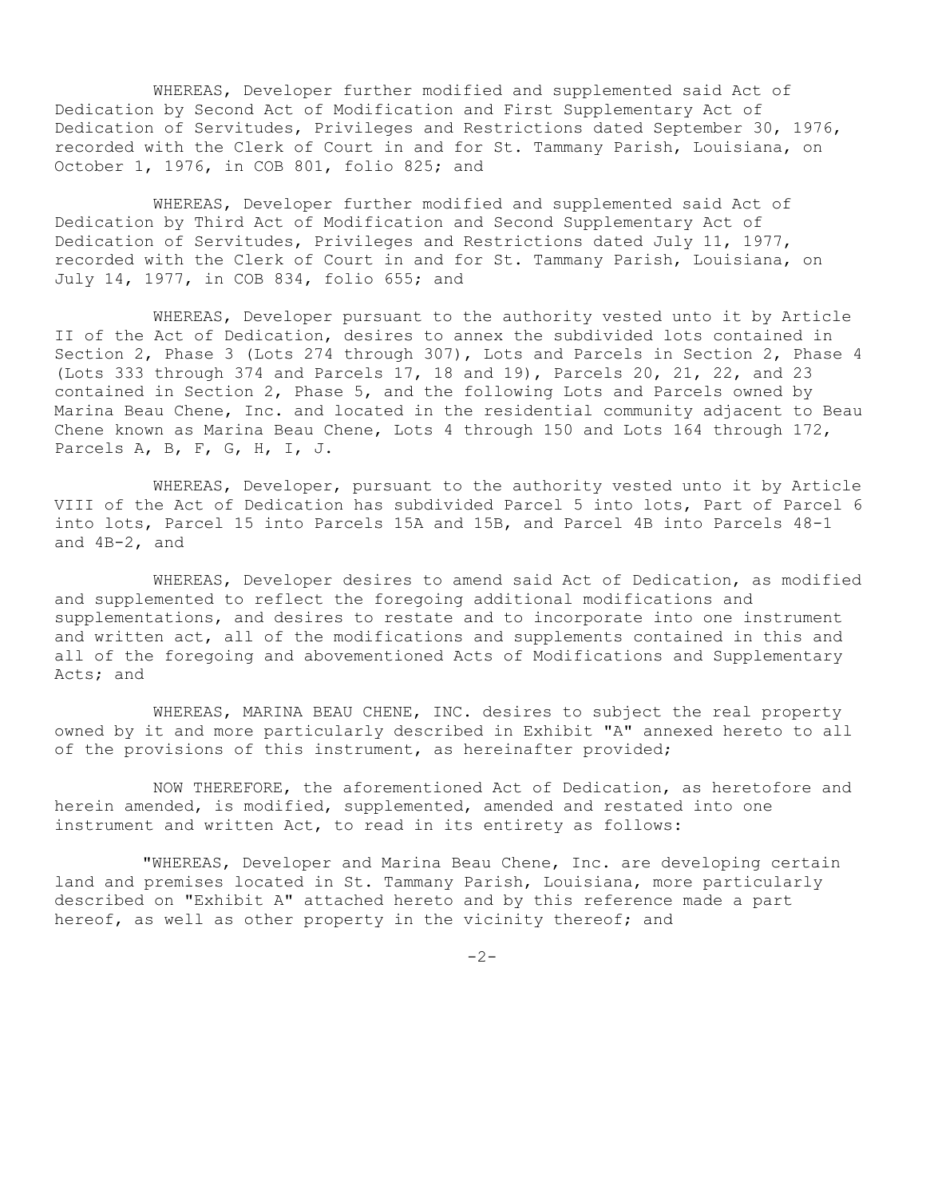WHEREAS, Developer further modified and supplemented said Act of Dedication by Second Act of Modification and First Supplementary Act of Dedication of Servitudes, Privileges and Restrictions dated September 30, 1976, recorded with the Clerk of Court in and for St. Tammany Parish, Louisiana, on October 1, 1976, in COB 801, folio 825; and

WHEREAS, Developer further modified and supplemented said Act of Dedication by Third Act of Modification and Second Supplementary Act of Dedication of Servitudes, Privileges and Restrictions dated July 11, 1977, recorded with the Clerk of Court in and for St. Tammany Parish, Louisiana, on July 14, 1977, in COB 834, folio 655; and

WHEREAS, Developer pursuant to the authority vested unto it by Article II of the Act of Dedication, desires to annex the subdivided lots contained in Section 2, Phase 3 (Lots 274 through 307), Lots and Parcels in Section 2, Phase 4 (Lots 333 through 374 and Parcels 17, 18 and 19), Parcels 20, 21, 22, and 23 contained in Section 2, Phase 5, and the following Lots and Parcels owned by Marina Beau Chene, Inc. and located in the residential community adjacent to Beau Chene known as Marina Beau Chene, Lots 4 through 150 and Lots 164 through 172, Parcels A, B, F, G, H, I, J.

WHEREAS, Developer, pursuant to the authority vested unto it by Article VIII of the Act of Dedication has subdivided Parcel 5 into lots, Part of Parcel 6 into lots, Parcel 15 into Parcels 15A and 15B, and Parcel 4B into Parcels 48-1 and 4B-2, and

WHEREAS, Developer desires to amend said Act of Dedication, as modified and supplemented to reflect the foregoing additional modifications and supplementations, and desires to restate and to incorporate into one instrument and written act, all of the modifications and supplements contained in this and all of the foregoing and abovementioned Acts of Modifications and Supplementary Acts; and

WHEREAS, MARINA BEAU CHENE, INC. desires to subject the real property owned by it and more particularly described in Exhibit "A" annexed hereto to all of the provisions of this instrument, as hereinafter provided;

NOW THEREFORE, the aforementioned Act of Dedication, as heretofore and herein amended, is modified, supplemented, amended and restated into one instrument and written Act, to read in its entirety as follows:

"WHEREAS, Developer and Marina Beau Chene, Inc. are developing certain land and premises located in St. Tammany Parish, Louisiana, more particularly described on "Exhibit A" attached hereto and by this reference made a part hereof, as well as other property in the vicinity thereof; and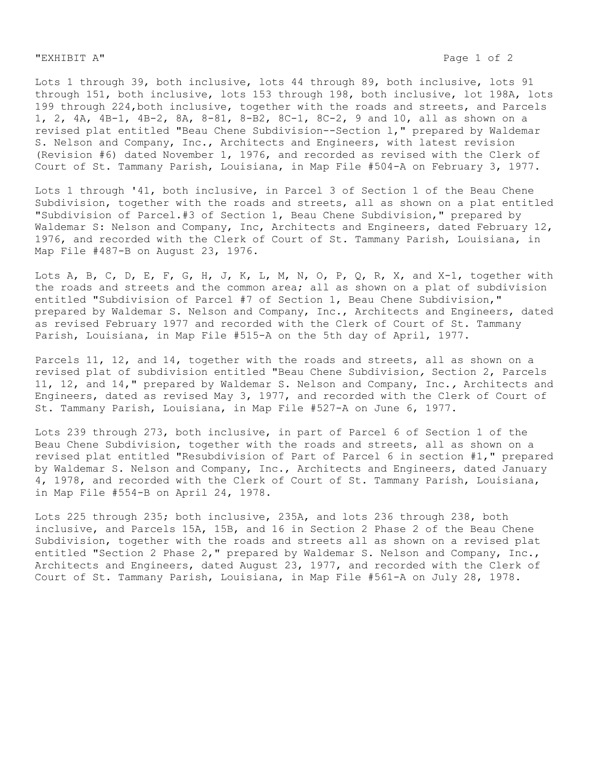"EXHIBIT A"

Lots 1 through 39, both inclusive, lots 44 through 89, both inclusive, lots 91 through 151, both inclusive, lots 153 through 198, both inclusive, lot 198A, lots 199 through 224,both inclusive, together with the roads and streets, and Parcels 1, 2, 4A, 4B-1, 4B-2, 8A, 8-81, 8-B2, 8C-1, 8C-2, 9 and 10, all as shown on a revised plat entitled "Beau Chene Subdivision--Section l," prepared by Waldemar S. Nelson and Company, Inc., Architects and Engineers, with latest revision (Revision #6) dated November 1, 1976, and recorded as revised with the Clerk of Court of St. Tammany Parish, Louisiana, in Map File #504-A on February 3, 1977.

Lots 1 through '41, both inclusive, in Parcel 3 of Section 1 of the Beau Chene Subdivision, together with the roads and streets, all as shown on a plat entitled "Subdivision of Parcel.#3 of Section 1, Beau Chene Subdivision," prepared by Waldemar S: Nelson and Company, Inc, Architects and Engineers, dated February 12, 1976, and recorded with the Clerk of Court of St. Tammany Parish, Louisiana, in Map File #487-B on August 23, 1976.

Lots A, B, C, D, E, F, G, H, J, K, L, M, N, O, P, Q, R, X, and X-1, together with the roads and streets and the common area; all as shown on a plat of subdivision entitled "Subdivision of Parcel #7 of Section 1, Beau Chene Subdivision," prepared by Waldemar S. Nelson and Company, Inc., Architects and Engineers, dated as revised February 1977 and recorded with the Clerk of Court of St. Tammany Parish, Louisiana, in Map File #515-A on the 5th day of April, 1977.

Parcels 11, 12, and 14, together with the roads and streets, all as shown on a revised plat of subdivision entitled "Beau Chene Subdivision, Section 2, Parcels 11, 12, and 14," prepared by Waldemar S. Nelson and Company, Inc., Architects and Engineers, dated as revised May 3, 1977, and recorded with the Clerk of Court of St. Tammany Parish, Louisiana, in Map File #527-A on June 6, 1977.

Lots 239 through 273, both inclusive, in part of Parcel 6 of Section 1 of the Beau Chene Subdivision, together with the roads and streets, all as shown on a revised plat entitled "Resubdivision of Part of Parcel 6 in section #1," prepared by Waldemar S. Nelson and Company, Inc., Architects and Engineers, dated January 4, 1978, and recorded with the Clerk of Court of St. Tammany Parish, Louisiana, in Map File #554-B on April 24, 1978.

Lots 225 through 235; both inclusive, 235A, and lots 236 through 238, both inclusive, and Parcels 15A, 15B, and 16 in Section 2 Phase 2 of the Beau Chene Subdivision, together with the roads and streets all as shown on a revised plat entitled "Section 2 Phase 2," prepared by Waldemar S. Nelson and Company, Inc., Architects and Engineers, dated August 23, 1977, and recorded with the Clerk of Court of St. Tammany Parish, Louisiana, in Map File #561-A on July 28, 1978.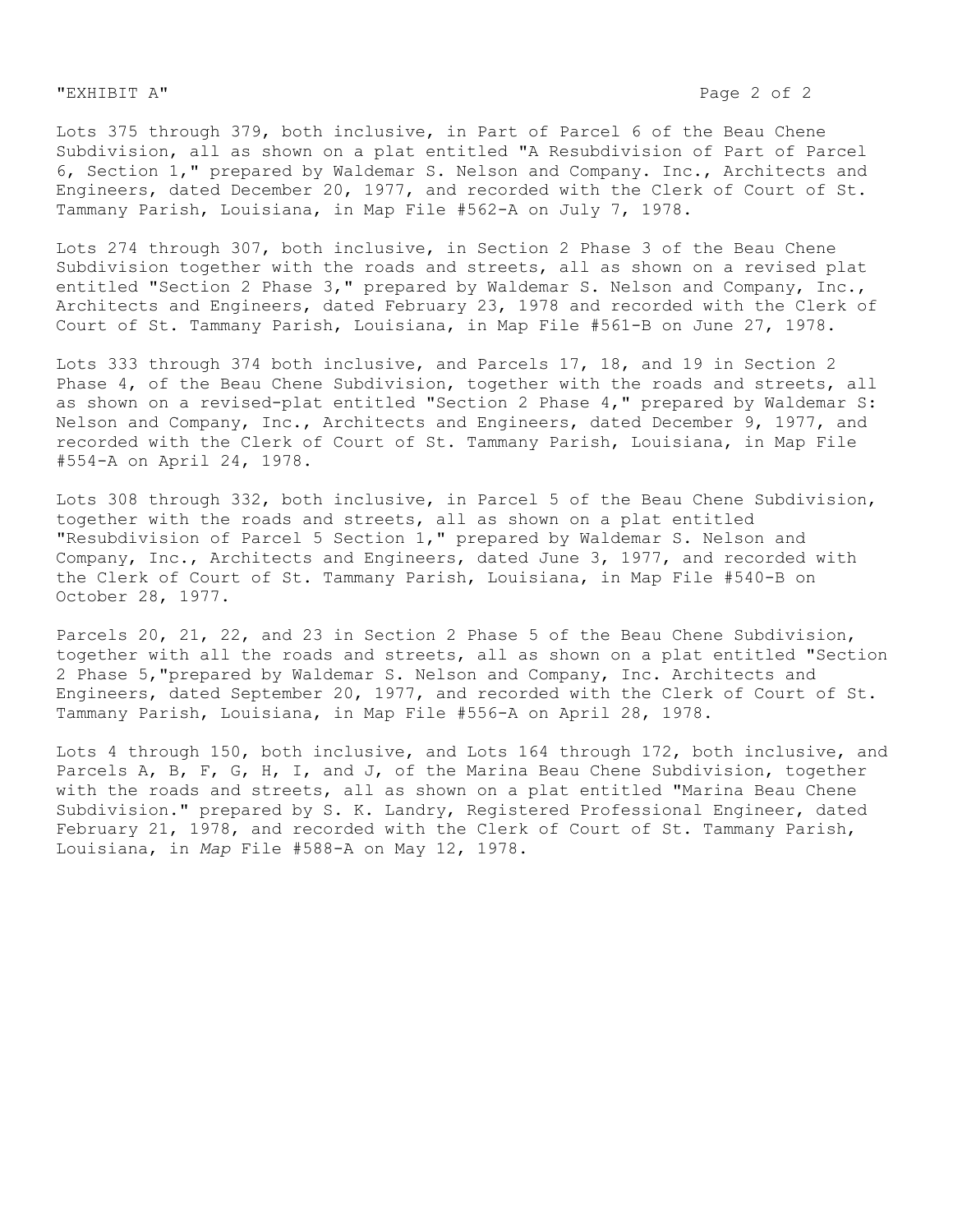"EXHIBIT A"

Lots 375 through 379, both inclusive, in Part of Parcel 6 of the Beau Chene Subdivision, all as shown on a plat entitled "A Resubdivision of Part of Parcel 6, Section 1," prepared by Waldemar S. Nelson and Company. Inc., Architects and Engineers, dated December 20, 1977, and recorded with the Clerk of Court of St. Tammany Parish, Louisiana, in Map File #562-A on July 7, 1978.

Lots 274 through 307, both inclusive, in Section 2 Phase 3 of the Beau Chene Subdivision together with the roads and streets, all as shown on a revised plat entitled "Section 2 Phase 3," prepared by Waldemar S. Nelson and Company, Inc., Architects and Engineers, dated February 23, 1978 and recorded with the Clerk of Court of St. Tammany Parish, Louisiana, in Map File #561-B on June 27, 1978.

Lots 333 through 374 both inclusive, and Parcels 17, 18, and 19 in Section 2 Phase 4, of the Beau Chene Subdivision, together with the roads and streets, all as shown on a revised-plat entitled "Section 2 Phase 4," prepared by Waldemar S: Nelson and Company, Inc., Architects and Engineers, dated December 9, 1977, and recorded with the Clerk of Court of St. Tammany Parish, Louisiana, in Map File #554-A on April 24, 1978.

Lots 308 through 332, both inclusive, in Parcel 5 of the Beau Chene Subdivision, together with the roads and streets, all as shown on a plat entitled "Resubdivision of Parcel 5 Section 1," prepared by Waldemar S. Nelson and Company, Inc., Architects and Engineers, dated June 3, 1977, and recorded with the Clerk of Court of St. Tammany Parish, Louisiana, in Map File #540-B on October 28, 1977.

Parcels 20, 21, 22, and 23 in Section 2 Phase 5 of the Beau Chene Subdivision, together with all the roads and streets, all as shown on a plat entitled "Section 2 Phase 5,"prepared by Waldemar S. Nelson and Company, Inc. Architects and Engineers, dated September 20, 1977, and recorded with the Clerk of Court of St. Tammany Parish, Louisiana, in Map File #556-A on April 28, 1978.

Lots 4 through 150, both inclusive, and Lots 164 through 172, both inclusive, and Parcels A, B, F, G, H, I, and J, of the Marina Beau Chene Subdivision, together with the roads and streets, all as shown on a plat entitled "Marina Beau Chene Subdivision." prepared by S. K. Landry, Registered Professional Engineer, dated February 21, 1978, and recorded with the Clerk of Court of St. Tammany Parish, Louisiana, in *Map* File #588-A on May 12, 1978.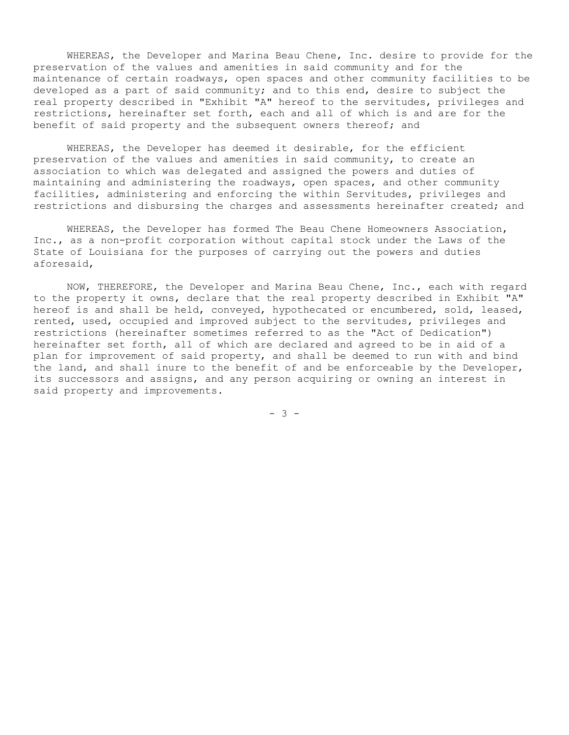WHEREAS, the Developer and Marina Beau Chene, Inc. desire to provide for the preservation of the values and amenities in said community and for the maintenance of certain roadways, open spaces and other community facilities to be developed as a part of said community; and to this end, desire to subject the real property described in "Exhibit "A" hereof to the servitudes, privileges and restrictions, hereinafter set forth, each and all of which is and are for the benefit of said property and the subsequent owners thereof; and

WHEREAS, the Developer has deemed it desirable, for the efficient preservation of the values and amenities in said community, to create an association to which was delegated and assigned the powers and duties of maintaining and administering the roadways, open spaces, and other community facilities, administering and enforcing the within Servitudes, privileges and restrictions and disbursing the charges and assessments hereinafter created; and

WHEREAS, the Developer has formed The Beau Chene Homeowners Association, Inc., as a non-profit corporation without capital stock under the Laws of the State of Louisiana for the purposes of carrying out the powers and duties aforesaid,

NOW, THEREFORE, the Developer and Marina Beau Chene, Inc., each with regard to the property it owns, declare that the real property described in Exhibit "A" hereof is and shall be held, conveyed, hypothecated or encumbered, sold, leased, rented, used, occupied and improved subject to the servitudes, privileges and restrictions (hereinafter sometimes referred to as the "Act of Dedication") hereinafter set forth, all of which are declared and agreed to be in aid of a plan for improvement of said property, and shall be deemed to run with and bind the land, and shall inure to the benefit of and be enforceable by the Developer, its successors and assigns, and any person acquiring or owning an interest in said property and improvements.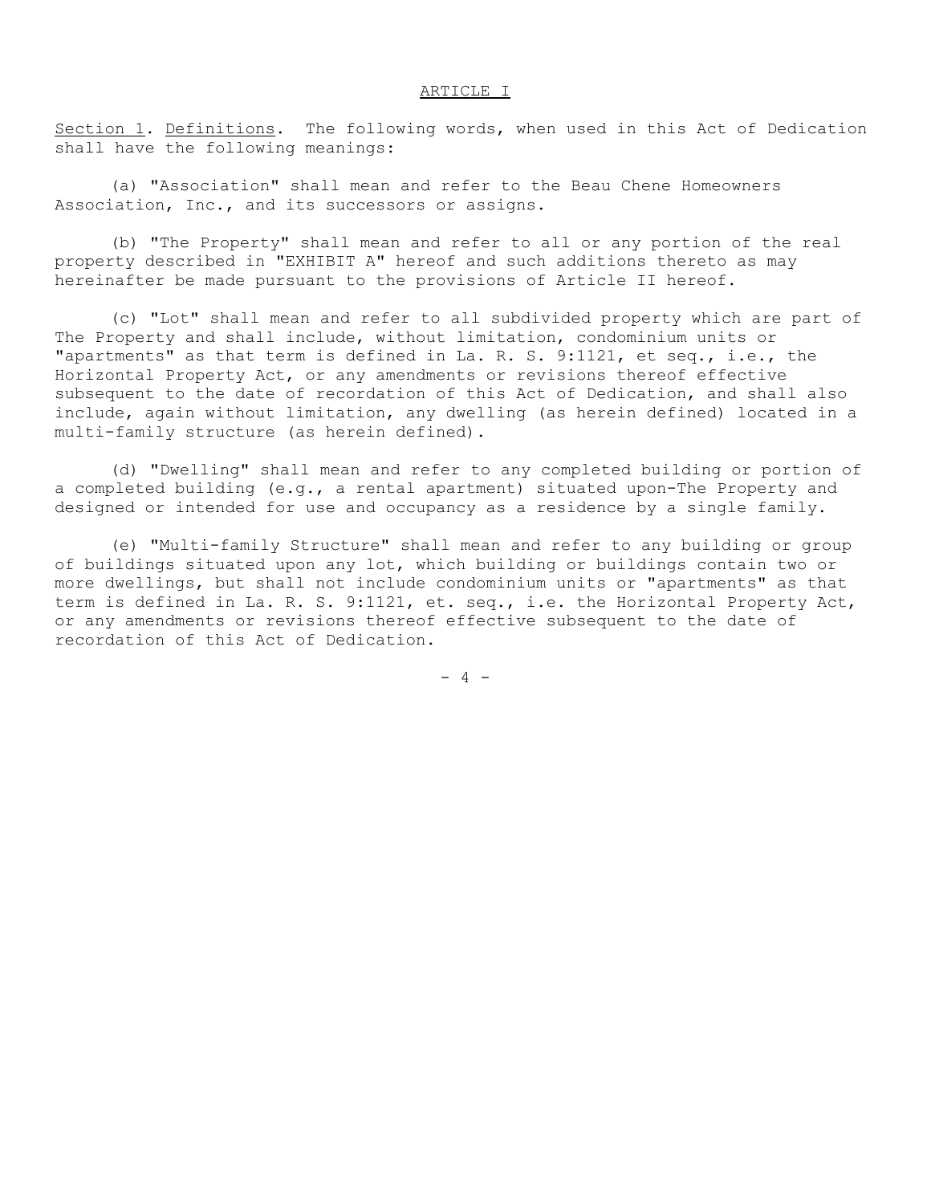## ARTICLE I

Section 1. Definitions. The following words, when used in this Act of Dedication shall have the following meanings:

(a) "Association" shall mean and refer to the Beau Chene Homeowners Association, Inc., and its successors or assigns.

(b) "The Property" shall mean and refer to all or any portion of the real property described in "EXHIBIT A" hereof and such additions thereto as may hereinafter be made pursuant to the provisions of Article II hereof.

(c) "Lot" shall mean and refer to all subdivided property which are part of The Property and shall include, without limitation, condominium units or "apartments" as that term is defined in La. R. S. 9:1121, et seq., i.e., the Horizontal Property Act, or any amendments or revisions thereof effective subsequent to the date of recordation of this Act of Dedication, and shall also include, again without limitation, any dwelling (as herein defined) located in a multi-family structure (as herein defined).

(d) "Dwelling" shall mean and refer to any completed building or portion of a completed building (e.g., a rental apartment) situated upon-The Property and designed or intended for use and occupancy as a residence by a single family.

(e) "Multi-family Structure" shall mean and refer to any building or group of buildings situated upon any lot, which building or buildings contain two or more dwellings, but shall not include condominium units or "apartments" as that term is defined in La. R. S. 9:1121, et. seq., i.e. the Horizontal Property Act, or any amendments or revisions thereof effective subsequent to the date of recordation of this Act of Dedication.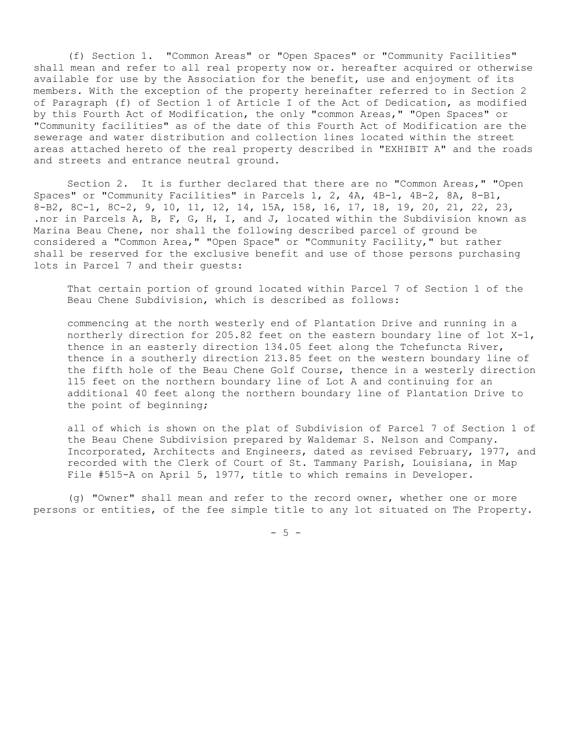(f) Section 1. "Common Areas" or "Open Spaces" or "Community Facilities" shall mean and refer to all real property now or. hereafter acquired or otherwise available for use by the Association for the benefit, use and enjoyment of its members. With the exception of the property hereinafter referred to in Section 2 of Paragraph (f) of Section 1 of Article I of the Act of Dedication, as modified by this Fourth Act of Modification, the only "common Areas," "Open Spaces" or "Community facilities" as of the date of this Fourth Act of Modification are the sewerage and water distribution and collection lines located within the street areas attached hereto of the real property described in "EXHIBIT A" and the roads and streets and entrance neutral ground.

Section 2. It is further declared that there are no "Common Areas," "Open Spaces" or "Community Facilities" in Parcels 1, 2, 4A, 4B-1, 4B-2, 8A, 8-B1, 8-B2, 8C-1, 8C-2, 9, 10, 11, 12, 14, 15A, 158, 16, 17, 18, 19, 20, 21, 22, 23, .nor in Parcels A, B, F, G, H, I, and J, located within the Subdivision known as Marina Beau Chene, nor shall the following described parcel of ground be considered a "Common Area," "Open Space" or "Community Facility," but rather shall be reserved for the exclusive benefit and use of those persons purchasing lots in Parcel 7 and their guests:

> That certain portion of ground located within Parcel 7 of Section 1 of the Beau Chene Subdivision, which is described as follows:
>
> commencing at the north westerly end of Plantation Drive and running in a northerly direction for 205.82 feet on the eastern boundary line of lot X-1, thence in an easterly direction 134.05 feet along the Tchefuncta River, thence in a southerly direction 213.85 feet on the western boundary line of the fifth hole of the Beau Chene Golf Course, thence in a westerly direction 115 feet on the northern boundary line of Lot A and continuing for an additional 40 feet along the northern boundary line of Plantation Drive to the point of beginning;
>
> all of which is shown on the plat of Subdivision of Parcel 7 of Section 1 of the Beau Chene Subdivision prepared by Waldemar S. Nelson and Company. Incorporated, Architects and Engineers, dated as revised February, 1977, and recorded with the Clerk of Court of St. Tammany Parish, Louisiana, in Map File #515-A on April 5, 1977, title to which remains in Developer.

(g) "Owner" shall mean and refer to the record owner, whether one or more persons or entities, of the fee simple title to any lot situated on The Property.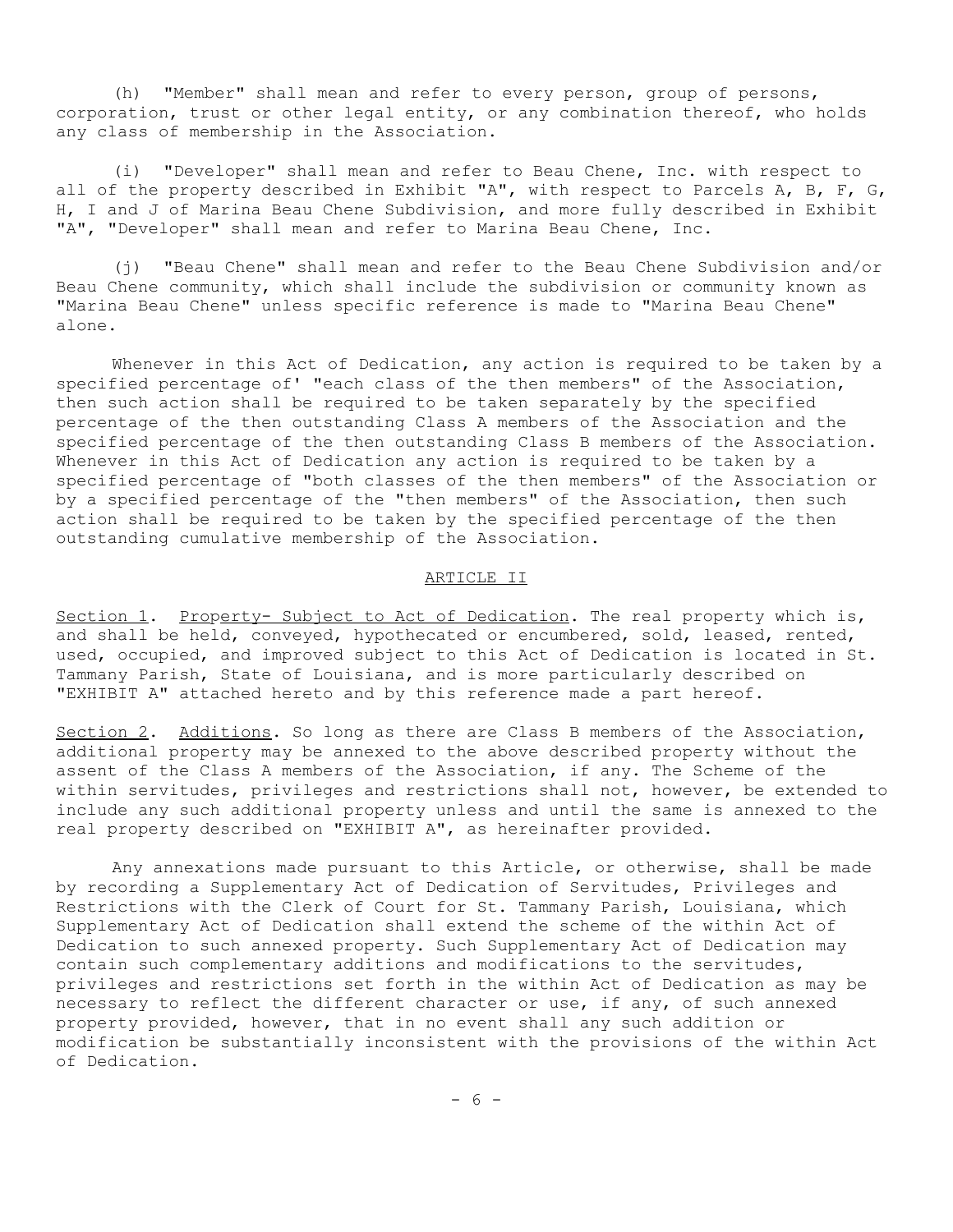(h) "Member" shall mean and refer to every person, group of persons, corporation, trust or other legal entity, or any combination thereof, who holds any class of membership in the Association.

(i) "Developer" shall mean and refer to Beau Chene, Inc. with respect to all of the property described in Exhibit "A", with respect to Parcels A, B, F, G, H, I and J of Marina Beau Chene Subdivision, and more fully described in Exhibit "A", "Developer" shall mean and refer to Marina Beau Chene, Inc.

(j) "Beau Chene" shall mean and refer to the Beau Chene Subdivision and/or Beau Chene community, which shall include the subdivision or community known as "Marina Beau Chene" unless specific reference is made to "Marina Beau Chene" alone.

Whenever in this Act of Dedication, any action is required to be taken by a specified percentage of' "each class of the then members" of the Association, then such action shall be required to be taken separately by the specified percentage of the then outstanding Class A members of the Association and the specified percentage of the then outstanding Class B members of the Association. Whenever in this Act of Dedication any action is required to be taken by a specified percentage of "both classes of the then members" of the Association or by a specified percentage of the "then members" of the Association, then such action shall be required to be taken by the specified percentage of the then outstanding cumulative membership of the Association.

## ARTICLE II

Section 1. Property- Subject to Act of Dedication. The real property which is, and shall be held, conveyed, hypothecated or encumbered, sold, leased, rented, used, occupied, and improved subject to this Act of Dedication is located in St. Tammany Parish, State of Louisiana, and is more particularly described on "EXHIBIT A" attached hereto and by this reference made a part hereof.

Section 2. Additions. So long as there are Class B members of the Association, additional property may be annexed to the above described property without the assent of the Class A members of the Association, if any. The Scheme of the within servitudes, privileges and restrictions shall not, however, be extended to include any such additional property unless and until the same is annexed to the real property described on "EXHIBIT A", as hereinafter provided.

Any annexations made pursuant to this Article, or otherwise, shall be made by recording a Supplementary Act of Dedication of Servitudes, Privileges and Restrictions with the Clerk of Court for St. Tammany Parish, Louisiana, which Supplementary Act of Dedication shall extend the scheme of the within Act of Dedication to such annexed property. Such Supplementary Act of Dedication may contain such complementary additions and modifications to the servitudes, privileges and restrictions set forth in the within Act of Dedication as may be necessary to reflect the different character or use, if any, of such annexed property provided, however, that in no event shall any such addition or modification be substantially inconsistent with the provisions of the within Act of Dedication.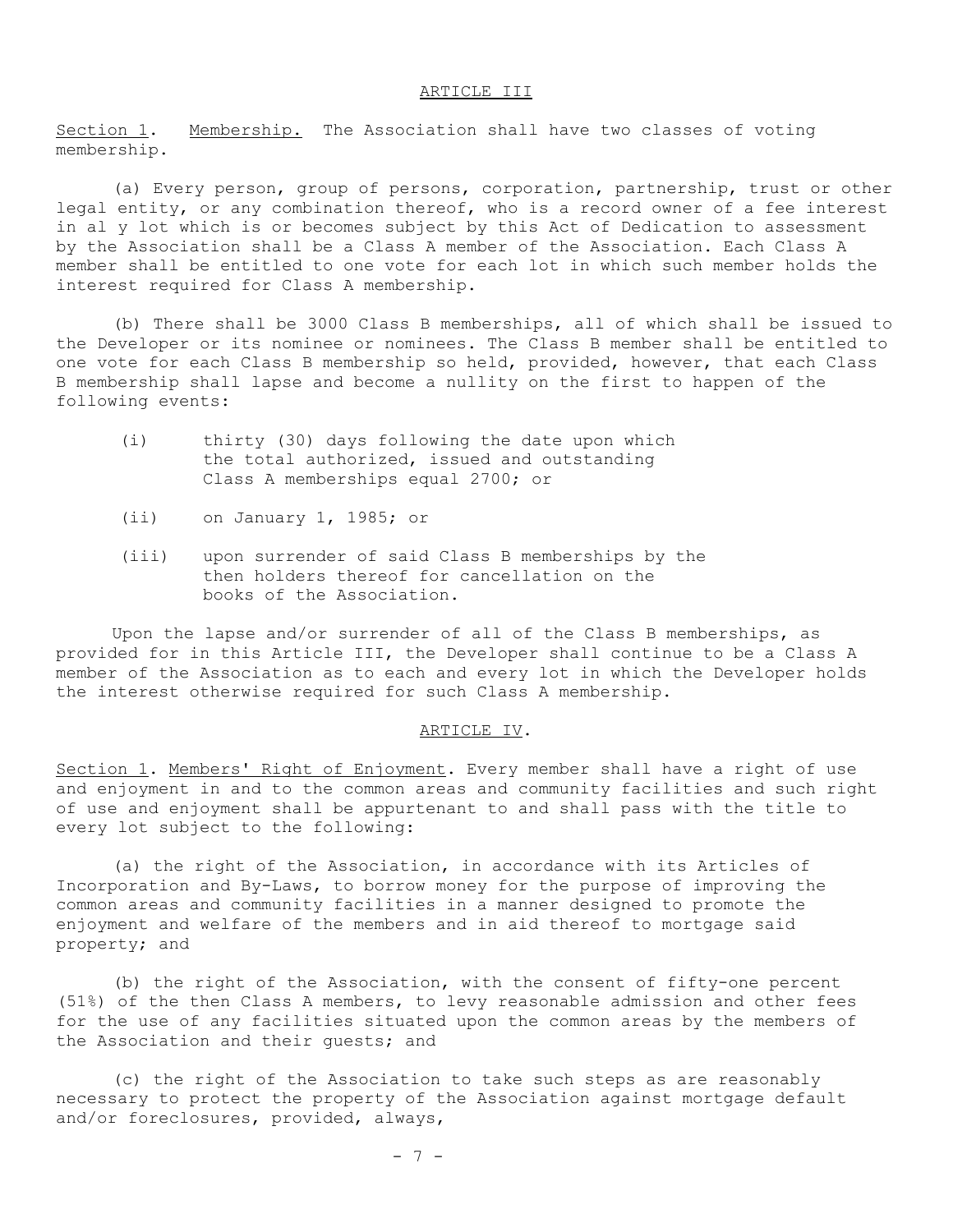## ARTICLE III

Section 1. Membership. The Association shall have two classes of voting membership.

(a) Every person, group of persons, corporation, partnership, trust or other legal entity, or any combination thereof, who is a record owner of a fee interest in al y lot which is or becomes subject by this Act of Dedication to assessment by the Association shall be a Class A member of the Association. Each Class A member shall be entitled to one vote for each lot in which such member holds the interest required for Class A membership.

(b) There shall be 3000 Class B memberships, all of which shall be issued to the Developer or its nominee or nominees. The Class B member shall be entitled to one vote for each Class B membership so held, provided, however, that each Class B membership shall lapse and become a nullity on the first to happen of the following events:

(i) thirty (30) days following the date upon which the total authorized, issued and outstanding Class A memberships equal 2700; or

(ii) on January 1, 1985; or

(iii) upon surrender of said Class B memberships by the then holders thereof for cancellation on the books of the Association.

Upon the lapse and/or surrender of all of the Class B memberships, as provided for in this Article III, the Developer shall continue to be a Class A member of the Association as to each and every lot in which the Developer holds the interest otherwise required for such Class A membership.

## ARTICLE IV.

Section 1. Members' Right of Enjoyment. Every member shall have a right of use and enjoyment in and to the common areas and community facilities and such right of use and enjoyment shall be appurtenant to and shall pass with the title to every lot subject to the following:

(a) the right of the Association, in accordance with its Articles of Incorporation and By-Laws, to borrow money for the purpose of improving the common areas and community facilities in a manner designed to promote the enjoyment and welfare of the members and in aid thereof to mortgage said property; and

(b) the right of the Association, with the consent of fifty-one percent (51%) of the then Class A members, to levy reasonable admission and other fees for the use of any facilities situated upon the common areas by the members of the Association and their guests; and

(c) the right of the Association to take such steps as are reasonably necessary to protect the property of the Association against mortgage default and/or foreclosures, provided, always,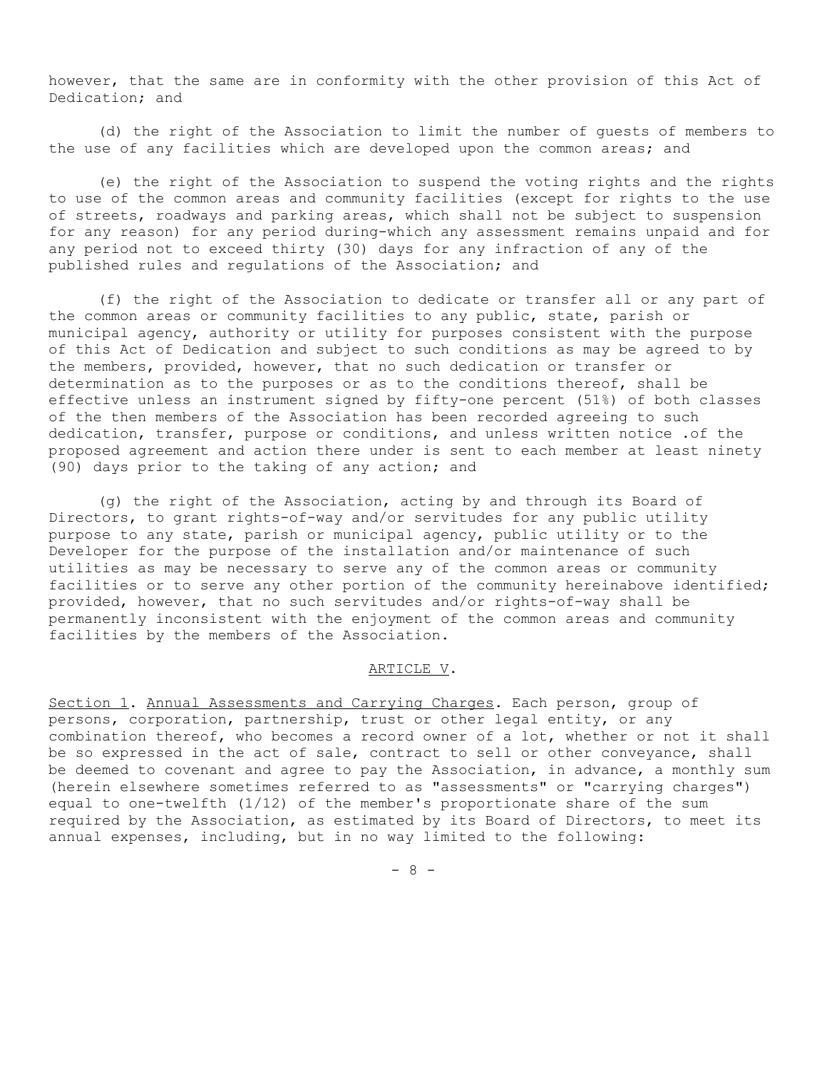however, that the same are in conformity with the other provision of this Act of Dedication; and

(d) the right of the Association to limit the number of guests of members to the use of any facilities which are developed upon the common areas; and

(e) the right of the Association to suspend the voting rights and the rights to use of the common areas and community facilities (except for rights to the use of streets, roadways and parking areas, which shall not be subject to suspension for any reason) for any period during-which any assessment remains unpaid and for any period not to exceed thirty (30) days for any infraction of any of the published rules and regulations of the Association; and

(f) the right of the Association to dedicate or transfer all or any part of the common areas or community facilities to any public, state, parish or municipal agency, authority or utility for purposes consistent with the purpose of this Act of Dedication and subject to such conditions as may be agreed to by the members, provided, however, that no such dedication or transfer or determination as to the purposes or as to the conditions thereof, shall be effective unless an instrument signed by fifty-one percent (51%) of both classes of the then members of the Association has been recorded agreeing to such dedication, transfer, purpose or conditions, and unless written notice .of the proposed agreement and action there under is sent to each member at least ninety (90) days prior to the taking of any action; and

(g) the right of the Association, acting by and through its Board of Directors, to grant rights-of-way and/or servitudes for any public utility purpose to any state, parish or municipal agency, public utility or to the Developer for the purpose of the installation and/or maintenance of such utilities as may be necessary to serve any of the common areas or community facilities or to serve any other portion of the community hereinabove identified; provided, however, that no such servitudes and/or rights-of-way shall be permanently inconsistent with the enjoyment of the common areas and community facilities by the members of the Association.

## ARTICLE V.

Section 1. Annual Assessments and Carrying Charges. Each person, group of persons, corporation, partnership, trust or other legal entity, or any combination thereof, who becomes a record owner of a lot, whether or not it shall be so expressed in the act of sale, contract to sell or other conveyance, shall be deemed to covenant and agree to pay the Association, in advance, a monthly sum (herein elsewhere sometimes referred to as "assessments" or "carrying charges") equal to one-twelfth (1/12) of the member's proportionate share of the sum required by the Association, as estimated by its Board of Directors, to meet its annual expenses, including, but in no way limited to the following: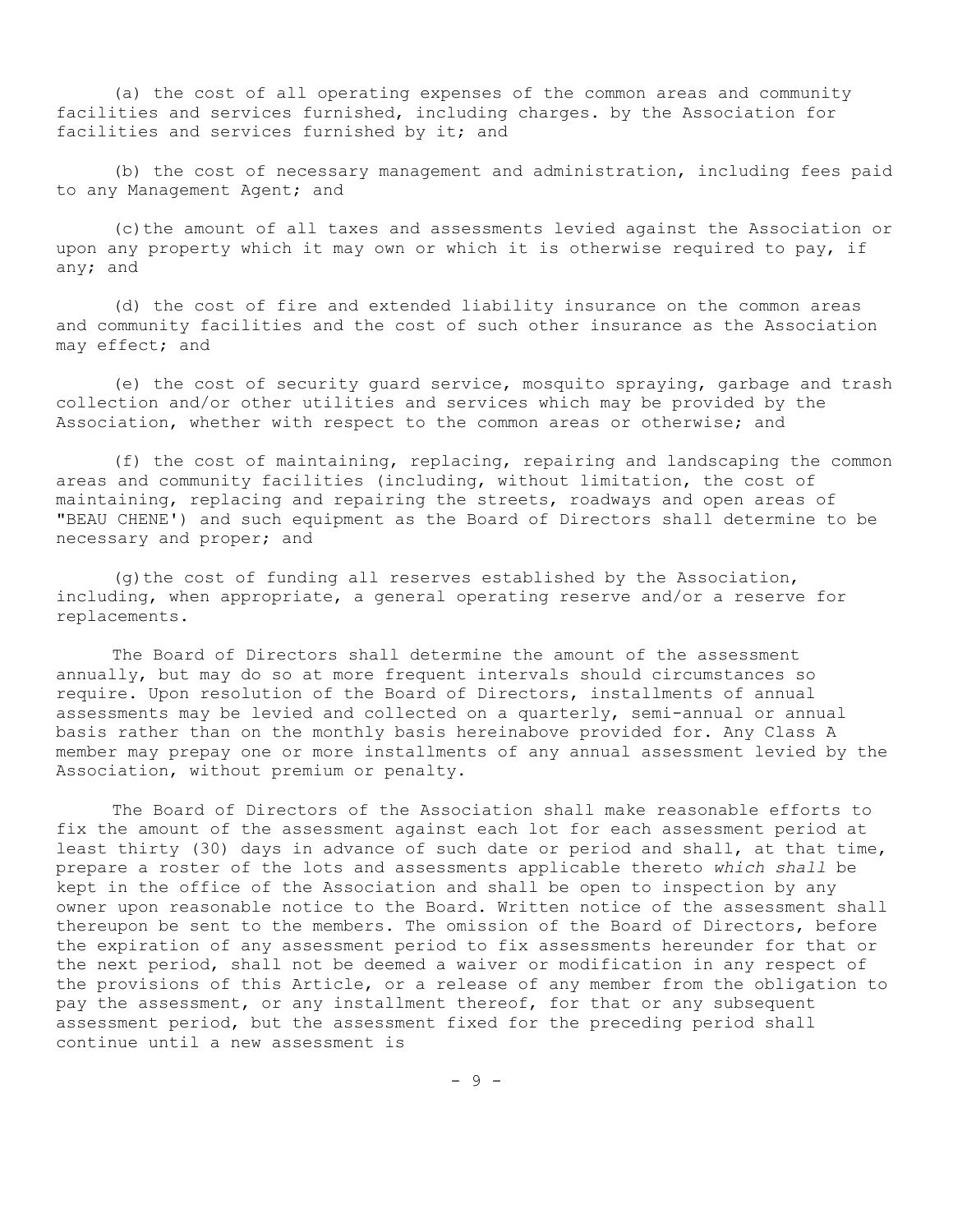(a) the cost of all operating expenses of the common areas and community facilities and services furnished, including charges. by the Association for facilities and services furnished by it; and

(b) the cost of necessary management and administration, including fees paid to any Management Agent; and

(c)the amount of all taxes and assessments levied against the Association or upon any property which it may own or which it is otherwise required to pay, if any; and

(d) the cost of fire and extended liability insurance on the common areas and community facilities and the cost of such other insurance as the Association may effect; and

(e) the cost of security guard service, mosquito spraying, garbage and trash collection and/or other utilities and services which may be provided by the Association, whether with respect to the common areas or otherwise; and

(f) the cost of maintaining, replacing, repairing and landscaping the common areas and community facilities (including, without limitation, the cost of maintaining, replacing and repairing the streets, roadways and open areas of "BEAU CHENE') and such equipment as the Board of Directors shall determine to be necessary and proper; and

(g)the cost of funding all reserves established by the Association, including, when appropriate, a general operating reserve and/or a reserve for replacements.

The Board of Directors shall determine the amount of the assessment annually, but may do so at more frequent intervals should circumstances so require. Upon resolution of the Board of Directors, installments of annual assessments may be levied and collected on a quarterly, semi-annual or annual basis rather than on the monthly basis hereinabove provided for. Any Class A member may prepay one or more installments of any annual assessment levied by the Association, without premium or penalty.

The Board of Directors of the Association shall make reasonable efforts to fix the amount of the assessment against each lot for each assessment period at least thirty (30) days in advance of such date or period and shall, at that time, prepare a roster of the lots and assessments applicable thereto *which shall* be kept in the office of the Association and shall be open to inspection by any owner upon reasonable notice to the Board. Written notice of the assessment shall thereupon be sent to the members. The omission of the Board of Directors, before the expiration of any assessment period to fix assessments hereunder for that or the next period, shall not be deemed a waiver or modification in any respect of the provisions of this Article, or a release of any member from the obligation to pay the assessment, or any installment thereof, for that or any subsequent assessment period, but the assessment fixed for the preceding period shall continue until a new assessment is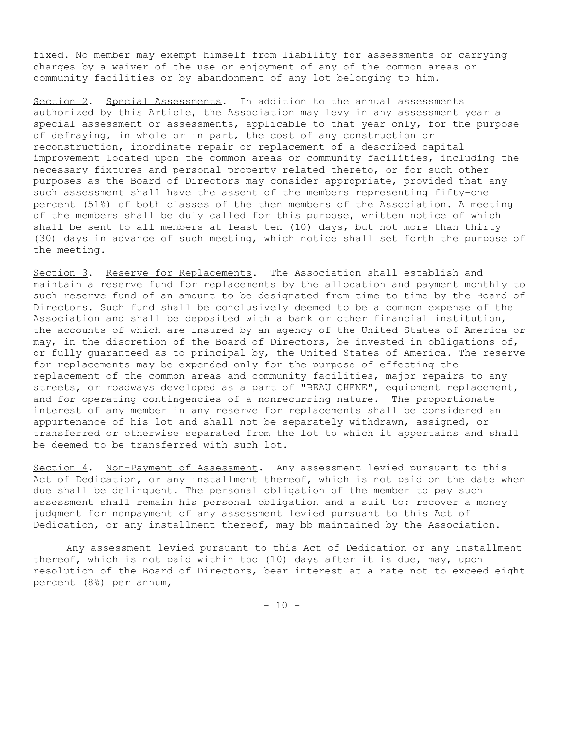fixed. No member may exempt himself from liability for assessments or carrying charges by a waiver of the use or enjoyment of any of the common areas or community facilities or by abandonment of any lot belonging to him.

<u>Section 2</u>. <u>Special Assessments</u>. In addition to the annual assessments authorized by this Article, the Association may levy in any assessment year a special assessment or assessments, applicable to that year only, for the purpose of defraying, in whole or in part, the cost of any construction or reconstruction, inordinate repair or replacement of a described capital improvement located upon the common areas or community facilities, including the necessary fixtures and personal property related thereto, or for such other purposes as the Board of Directors may consider appropriate, provided that any such assessment shall have the assent of the members representing fifty-one percent (51%) of both classes of the then members of the Association. A meeting of the members shall be duly called for this purpose, written notice of which shall be sent to all members at least ten (10) days, but not more than thirty (30) days in advance of such meeting, which notice shall set forth the purpose of the meeting.

<u>Section 3</u>. <u>Reserve for Replacements</u>. The Association shall establish and maintain a reserve fund for replacements by the allocation and payment monthly to such reserve fund of an amount to be designated from time to time by the Board of Directors. Such fund shall be conclusively deemed to be a common expense of the Association and shall be deposited with a bank or other financial institution, the accounts of which are insured by an agency of the United States of America or may, in the discretion of the Board of Directors, be invested in obligations of, or fully guaranteed as to principal by, the United States of America. The reserve for replacements may be expended only for the purpose of effecting the replacement of the common areas and community facilities, major repairs to any streets, or roadways developed as a part of "BEAU CHENE", equipment replacement, and for operating contingencies of a nonrecurring nature. The proportionate interest of any member in any reserve for replacements shall be considered an appurtenance of his lot and shall not be separately withdrawn, assigned, or transferred or otherwise separated from the lot to which it appertains and shall be deemed to be transferred with such lot.

<u>Section 4</u>. <u>Non-Payment of Assessment</u>. Any assessment levied pursuant to this Act of Dedication, or any installment thereof, which is not paid on the date when due shall be delinquent. The personal obligation of the member to pay such assessment shall remain his personal obligation and a suit to: recover a money judgment for nonpayment of any assessment levied pursuant to this Act of Dedication, or any installment thereof, may bb maintained by the Association.

Any assessment levied pursuant to this Act of Dedication or any installment thereof, which is not paid within too (10) days after it is due, may, upon resolution of the Board of Directors, bear interest at a rate not to exceed eight percent (8%) per annum,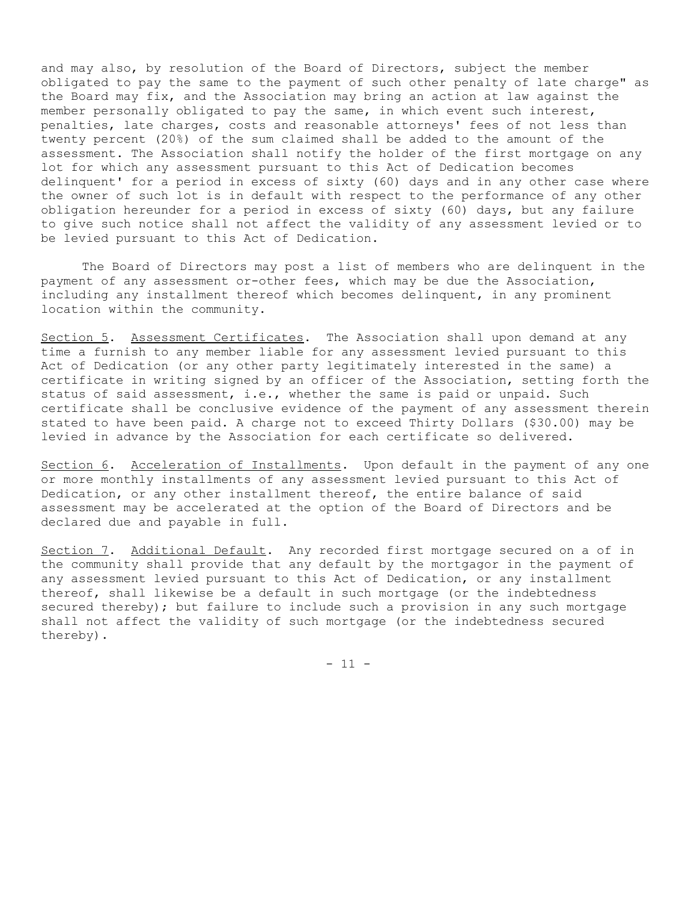and may also, by resolution of the Board of Directors, subject the member obligated to pay the same to the payment of such other penalty of late charge" as the Board may fix, and the Association may bring an action at law against the member personally obligated to pay the same, in which event such interest, penalties, late charges, costs and reasonable attorneys' fees of not less than twenty percent (20%) of the sum claimed shall be added to the amount of the assessment. The Association shall notify the holder of the first mortgage on any lot for which any assessment pursuant to this Act of Dedication becomes delinquent' for a period in excess of sixty (60) days and in any other case where the owner of such lot is in default with respect to the performance of any other obligation hereunder for a period in excess of sixty (60) days, but any failure to give such notice shall not affect the validity of any assessment levied or to be levied pursuant to this Act of Dedication.

The Board of Directors may post a list of members who are delinquent in the payment of any assessment or-other fees, which may be due the Association, including any installment thereof which becomes delinquent, in any prominent location within the community.

Section 5. Assessment Certificates. The Association shall upon demand at any time a furnish to any member liable for any assessment levied pursuant to this Act of Dedication (or any other party legitimately interested in the same) a certificate in writing signed by an officer of the Association, setting forth the status of said assessment, i.e., whether the same is paid or unpaid. Such certificate shall be conclusive evidence of the payment of any assessment therein stated to have been paid. A charge not to exceed Thirty Dollars ($30.00) may be levied in advance by the Association for each certificate so delivered.

Section 6. Acceleration of Installments. Upon default in the payment of any one or more monthly installments of any assessment levied pursuant to this Act of Dedication, or any other installment thereof, the entire balance of said assessment may be accelerated at the option of the Board of Directors and be declared due and payable in full.

Section 7. Additional Default. Any recorded first mortgage secured on a of in the community shall provide that any default by the mortgagor in the payment of any assessment levied pursuant to this Act of Dedication, or any installment thereof, shall likewise be a default in such mortgage (or the indebtedness secured thereby); but failure to include such a provision in any such mortgage shall not affect the validity of such mortgage (or the indebtedness secured thereby).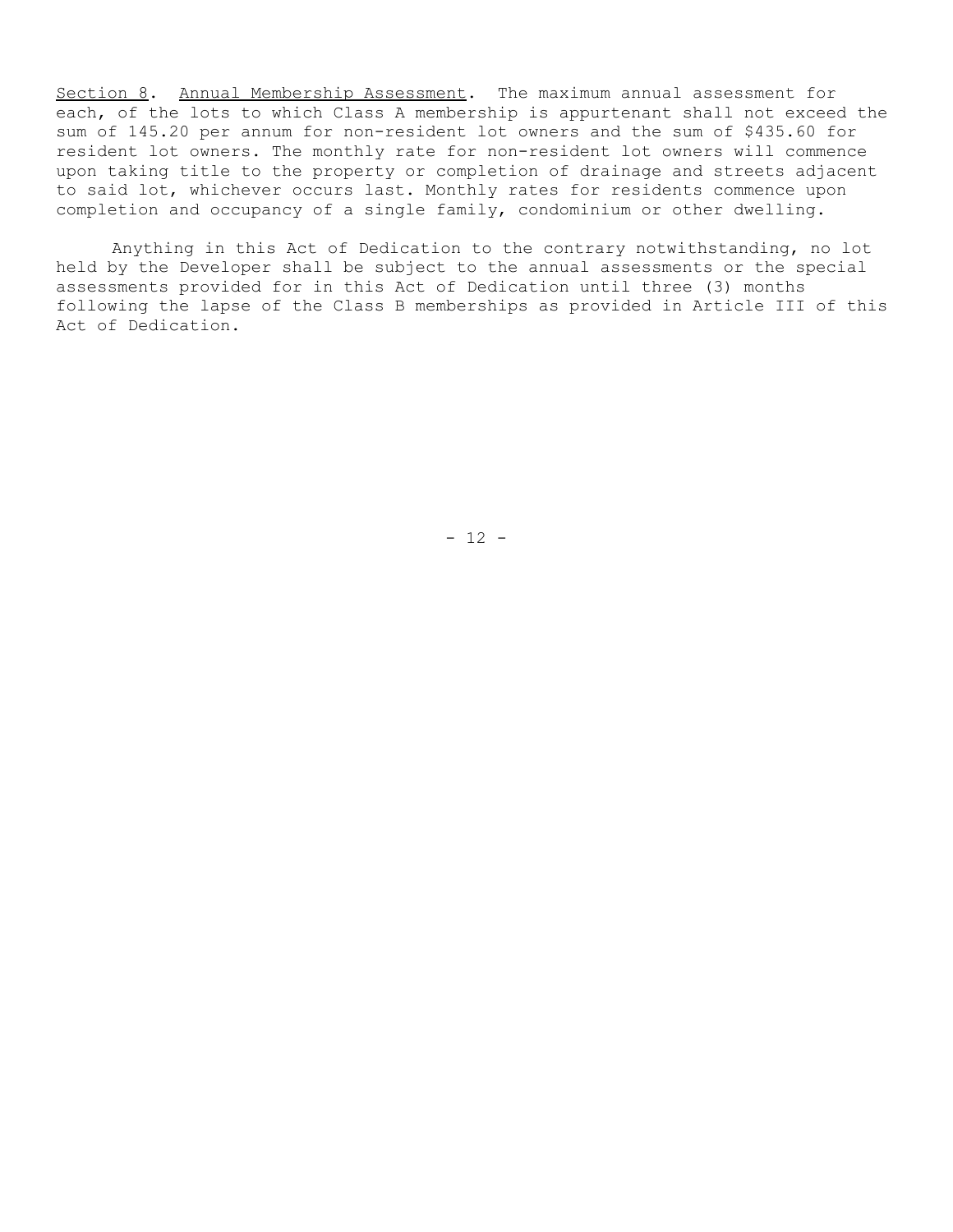<u>Section 8</u>. <u>Annual Membership Assessment</u>. The maximum annual assessment for each, of the lots to which Class A membership is appurtenant shall not exceed the sum of 145.20 per annum for non-resident lot owners and the sum of $435.60 for resident lot owners. The monthly rate for non-resident lot owners will commence upon taking title to the property or completion of drainage and streets adjacent to said lot, whichever occurs last. Monthly rates for residents commence upon completion and occupancy of a single family, condominium or other dwelling.

Anything in this Act of Dedication to the contrary notwithstanding, no lot held by the Developer shall be subject to the annual assessments or the special assessments provided for in this Act of Dedication until three (3) months following the lapse of the Class B memberships as provided in Article III of this Act of Dedication.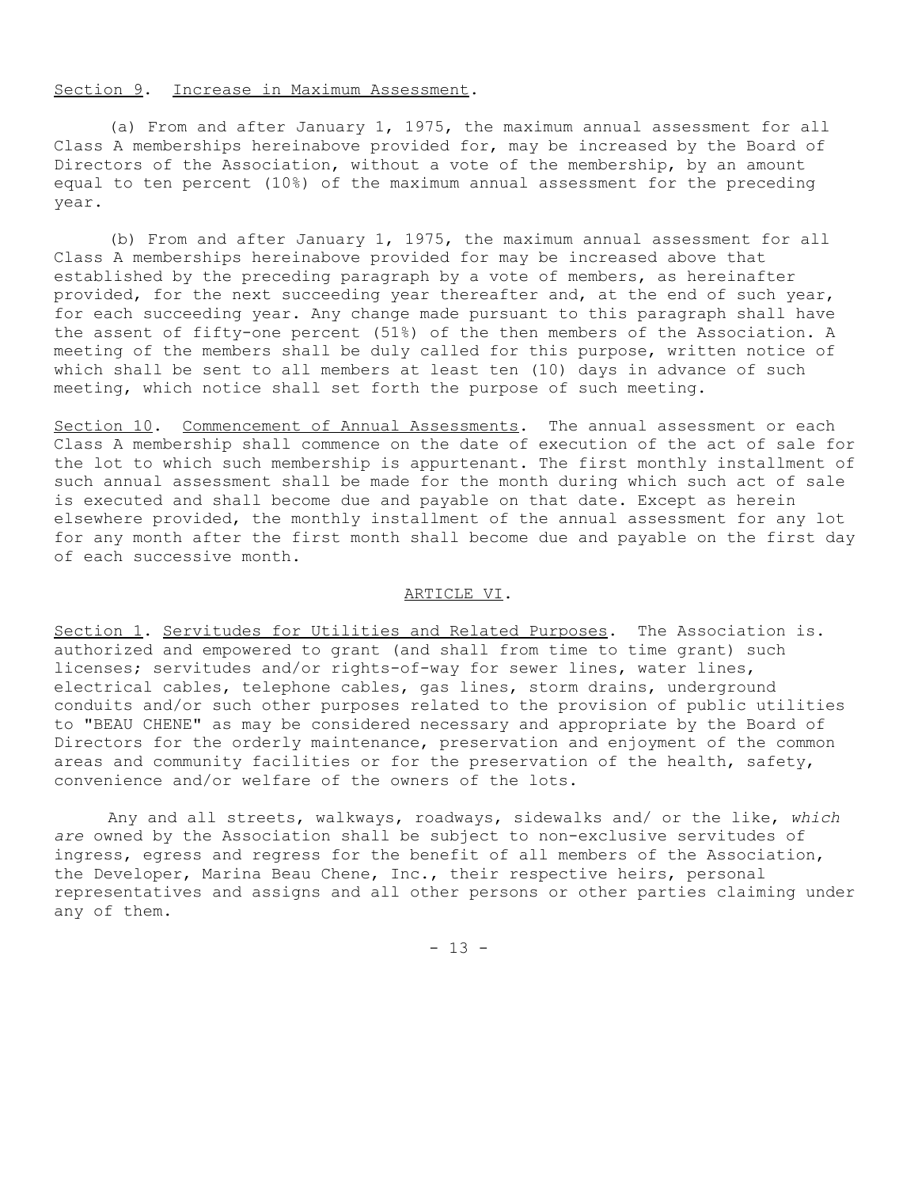<u>Section 9</u>. <u>Increase in Maximum Assessment</u>.

(a) From and after January 1, 1975, the maximum annual assessment for all Class A memberships hereinabove provided for, may be increased by the Board of Directors of the Association, without a vote of the membership, by an amount equal to ten percent (10%) of the maximum annual assessment for the preceding year.

(b) From and after January 1, 1975, the maximum annual assessment for all Class A memberships hereinabove provided for may be increased above that established by the preceding paragraph by a vote of members, as hereinafter provided, for the next succeeding year thereafter and, at the end of such year, for each succeeding year. Any change made pursuant to this paragraph shall have the assent of fifty-one percent (51%) of the then members of the Association. A meeting of the members shall be duly called for this purpose, written notice of which shall be sent to all members at least ten (10) days in advance of such meeting, which notice shall set forth the purpose of such meeting.

<u>Section 10</u>. <u>Commencement of Annual Assessments</u>. The annual assessment or each Class A membership shall commence on the date of execution of the act of sale for the lot to which such membership is appurtenant. The first monthly installment of such annual assessment shall be made for the month during which such act of sale is executed and shall become due and payable on that date. Except as herein elsewhere provided, the monthly installment of the annual assessment for any lot for any month after the first month shall become due and payable on the first day of each successive month.

## <u>ARTICLE VI</u>.

<u>Section 1</u>. <u>Servitudes for Utilities and Related Purposes</u>. The Association is. authorized and empowered to grant (and shall from time to time grant) such licenses; servitudes and/or rights-of-way for sewer lines, water lines, electrical cables, telephone cables, gas lines, storm drains, underground conduits and/or such other purposes related to the provision of public utilities to "BEAU CHENE" as may be considered necessary and appropriate by the Board of Directors for the orderly maintenance, preservation and enjoyment of the common areas and community facilities or for the preservation of the health, safety, convenience and/or welfare of the owners of the lots.

Any and all streets, walkways, roadways, sidewalks and/ or the like, *which are* owned by the Association shall be subject to non-exclusive servitudes of ingress, egress and regress for the benefit of all members of the Association, the Developer, Marina Beau Chene, Inc., their respective heirs, personal representatives and assigns and all other persons or other parties claiming under any of them.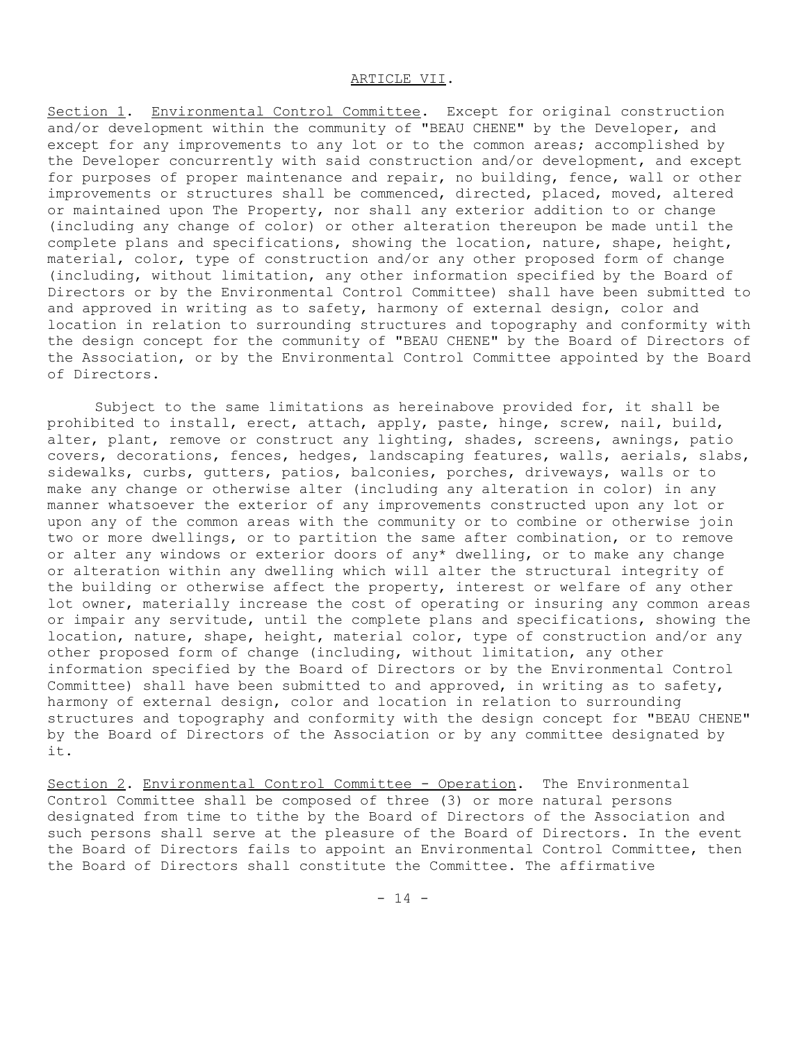ARTICLE VII.

Section 1. Environmental Control Committee. Except for original construction and/or development within the community of "BEAU CHENE" by the Developer, and except for any improvements to any lot or to the common areas; accomplished by the Developer concurrently with said construction and/or development, and except for purposes of proper maintenance and repair, no building, fence, wall or other improvements or structures shall be commenced, directed, placed, moved, altered or maintained upon The Property, nor shall any exterior addition to or change (including any change of color) or other alteration thereupon be made until the complete plans and specifications, showing the location, nature, shape, height, material, color, type of construction and/or any other proposed form of change (including, without limitation, any other information specified by the Board of Directors or by the Environmental Control Committee) shall have been submitted to and approved in writing as to safety, harmony of external design, color and location in relation to surrounding structures and topography and conformity with the design concept for the community of "BEAU CHENE" by the Board of Directors of the Association, or by the Environmental Control Committee appointed by the Board of Directors.

Subject to the same limitations as hereinabove provided for, it shall be prohibited to install, erect, attach, apply, paste, hinge, screw, nail, build, alter, plant, remove or construct any lighting, shades, screens, awnings, patio covers, decorations, fences, hedges, landscaping features, walls, aerials, slabs, sidewalks, curbs, gutters, patios, balconies, porches, driveways, walls or to make any change or otherwise alter (including any alteration in color) in any manner whatsoever the exterior of any improvements constructed upon any lot or upon any of the common areas with the community or to combine or otherwise join two or more dwellings, or to partition the same after combination, or to remove or alter any windows or exterior doors of any* dwelling, or to make any change or alteration within any dwelling which will alter the structural integrity of the building or otherwise affect the property, interest or welfare of any other lot owner, materially increase the cost of operating or insuring any common areas or impair any servitude, until the complete plans and specifications, showing the location, nature, shape, height, material color, type of construction and/or any other proposed form of change (including, without limitation, any other information specified by the Board of Directors or by the Environmental Control Committee) shall have been submitted to and approved, in writing as to safety, harmony of external design, color and location in relation to surrounding structures and topography and conformity with the design concept for "BEAU CHENE" by the Board of Directors of the Association or by any committee designated by it.

Section 2. Environmental Control Committee - Operation. The Environmental Control Committee shall be composed of three (3) or more natural persons designated from time to tithe by the Board of Directors of the Association and such persons shall serve at the pleasure of the Board of Directors. In the event the Board of Directors fails to appoint an Environmental Control Committee, then the Board of Directors shall constitute the Committee. The affirmative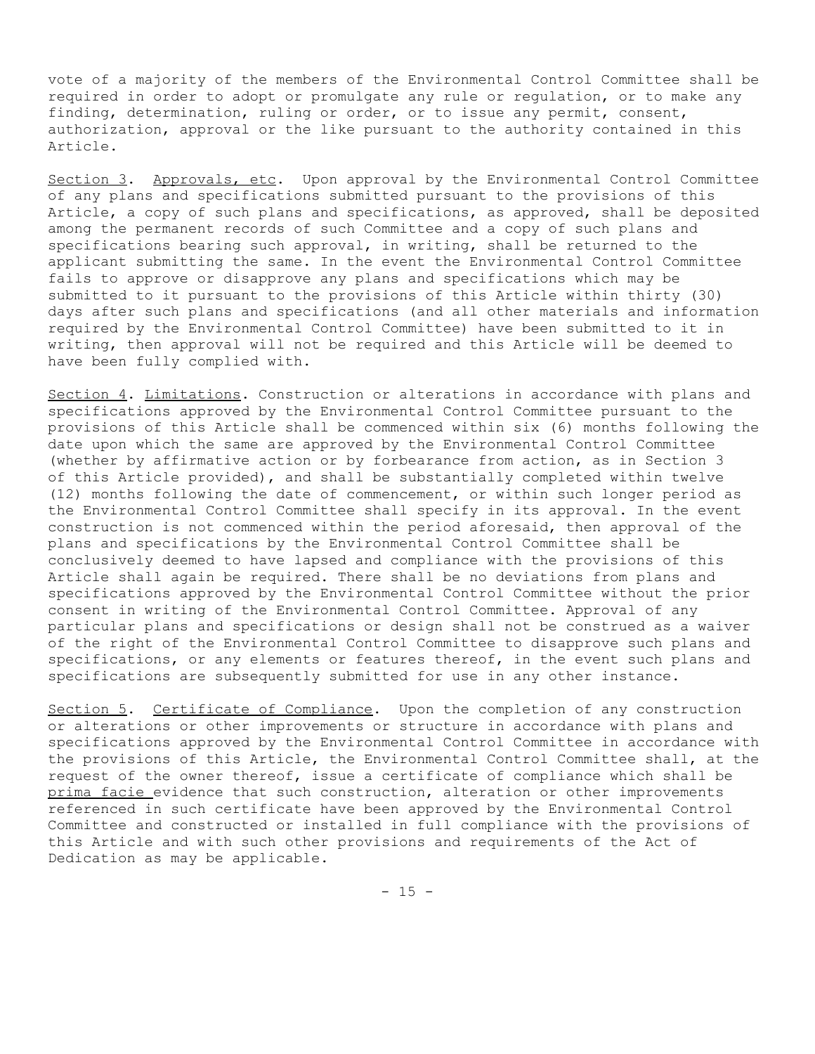vote of a majority of the members of the Environmental Control Committee shall be required in order to adopt or promulgate any rule or regulation, or to make any finding, determination, ruling or order, or to issue any permit, consent, authorization, approval or the like pursuant to the authority contained in this Article.

Section 3. Approvals, etc. Upon approval by the Environmental Control Committee of any plans and specifications submitted pursuant to the provisions of this Article, a copy of such plans and specifications, as approved, shall be deposited among the permanent records of such Committee and a copy of such plans and specifications bearing such approval, in writing, shall be returned to the applicant submitting the same. In the event the Environmental Control Committee fails to approve or disapprove any plans and specifications which may be submitted to it pursuant to the provisions of this Article within thirty (30) days after such plans and specifications (and all other materials and information required by the Environmental Control Committee) have been submitted to it in writing, then approval will not be required and this Article will be deemed to have been fully complied with.

Section 4. Limitations. Construction or alterations in accordance with plans and specifications approved by the Environmental Control Committee pursuant to the provisions of this Article shall be commenced within six (6) months following the date upon which the same are approved by the Environmental Control Committee (whether by affirmative action or by forbearance from action, as in Section 3 of this Article provided), and shall be substantially completed within twelve (12) months following the date of commencement, or within such longer period as the Environmental Control Committee shall specify in its approval. In the event construction is not commenced within the period aforesaid, then approval of the plans and specifications by the Environmental Control Committee shall be conclusively deemed to have lapsed and compliance with the provisions of this Article shall again be required. There shall be no deviations from plans and specifications approved by the Environmental Control Committee without the prior consent in writing of the Environmental Control Committee. Approval of any particular plans and specifications or design shall not be construed as a waiver of the right of the Environmental Control Committee to disapprove such plans and specifications, or any elements or features thereof, in the event such plans and specifications are subsequently submitted for use in any other instance.

Section 5. Certificate of Compliance. Upon the completion of any construction or alterations or other improvements or structure in accordance with plans and specifications approved by the Environmental Control Committee in accordance with the provisions of this Article, the Environmental Control Committee shall, at the request of the owner thereof, issue a certificate of compliance which shall be *prima facie* evidence that such construction, alteration or other improvements referenced in such certificate have been approved by the Environmental Control Committee and constructed or installed in full compliance with the provisions of this Article and with such other provisions and requirements of the Act of Dedication as may be applicable.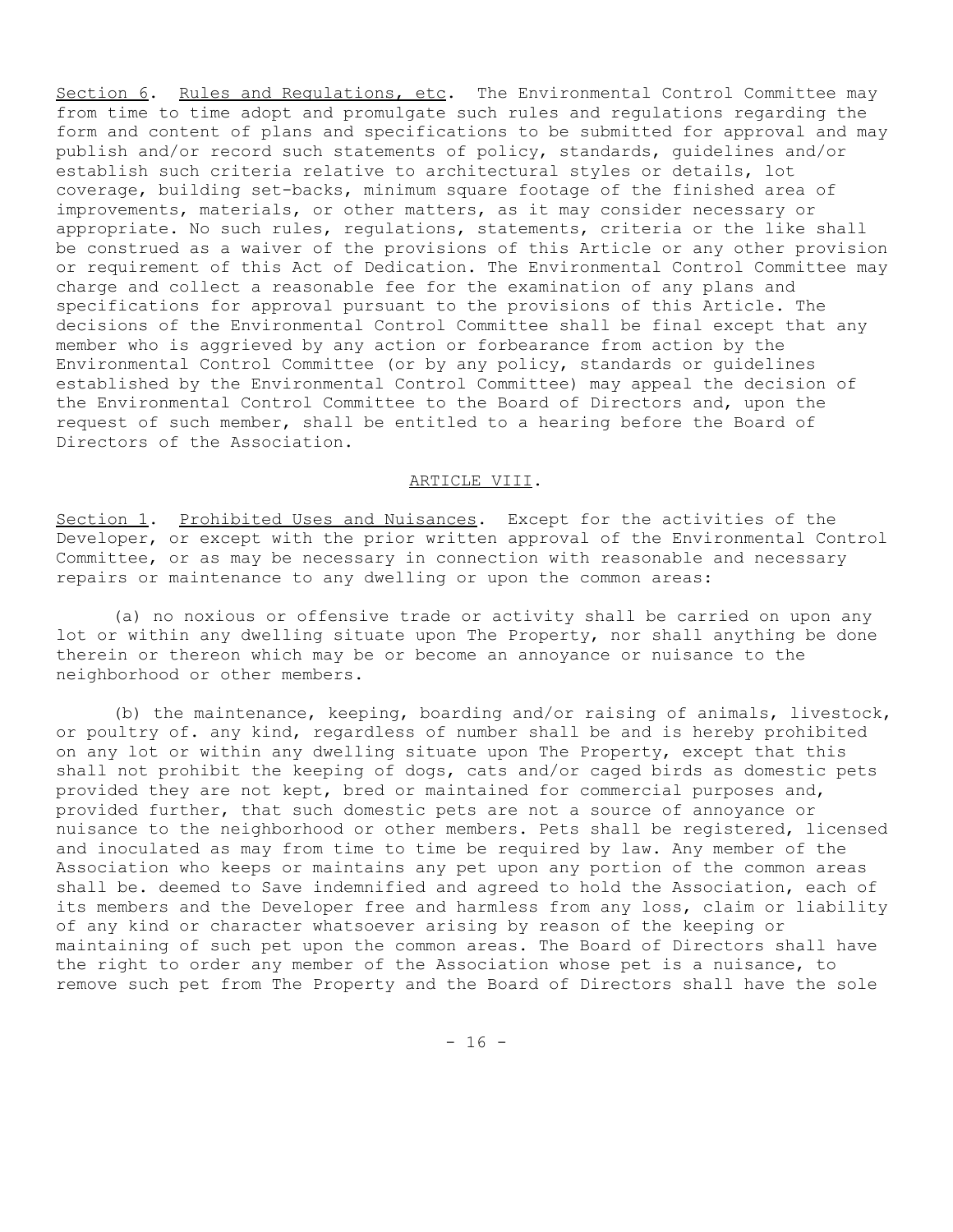Section 6. Rules and Regulations, etc. The Environmental Control Committee may from time to time adopt and promulgate such rules and regulations regarding the form and content of plans and specifications to be submitted for approval and may publish and/or record such statements of policy, standards, guidelines and/or establish such criteria relative to architectural styles or details, lot coverage, building set-backs, minimum square footage of the finished area of improvements, materials, or other matters, as it may consider necessary or appropriate. No such rules, regulations, statements, criteria or the like shall be construed as a waiver of the provisions of this Article or any other provision or requirement of this Act of Dedication. The Environmental Control Committee may charge and collect a reasonable fee for the examination of any plans and specifications for approval pursuant to the provisions of this Article. The decisions of the Environmental Control Committee shall be final except that any member who is aggrieved by any action or forbearance from action by the Environmental Control Committee (or by any policy, standards or guidelines established by the Environmental Control Committee) may appeal the decision of the Environmental Control Committee to the Board of Directors and, upon the request of such member, shall be entitled to a hearing before the Board of Directors of the Association.

## ARTICLE VIII.

Section 1. Prohibited Uses and Nuisances. Except for the activities of the Developer, or except with the prior written approval of the Environmental Control Committee, or as may be necessary in connection with reasonable and necessary repairs or maintenance to any dwelling or upon the common areas:

(a) no noxious or offensive trade or activity shall be carried on upon any lot or within any dwelling situate upon The Property, nor shall anything be done therein or thereon which may be or become an annoyance or nuisance to the neighborhood or other members.

(b) the maintenance, keeping, boarding and/or raising of animals, livestock, or poultry of. any kind, regardless of number shall be and is hereby prohibited on any lot or within any dwelling situate upon The Property, except that this shall not prohibit the keeping of dogs, cats and/or caged birds as domestic pets provided they are not kept, bred or maintained for commercial purposes and, provided further, that such domestic pets are not a source of annoyance or nuisance to the neighborhood or other members. Pets shall be registered, licensed and inoculated as may from time to time be required by law. Any member of the Association who keeps or maintains any pet upon any portion of the common areas shall be. deemed to Save indemnified and agreed to hold the Association, each of its members and the Developer free and harmless from any loss, claim or liability of any kind or character whatsoever arising by reason of the keeping or maintaining of such pet upon the common areas. The Board of Directors shall have the right to order any member of the Association whose pet is a nuisance, to remove such pet from The Property and the Board of Directors shall have the sole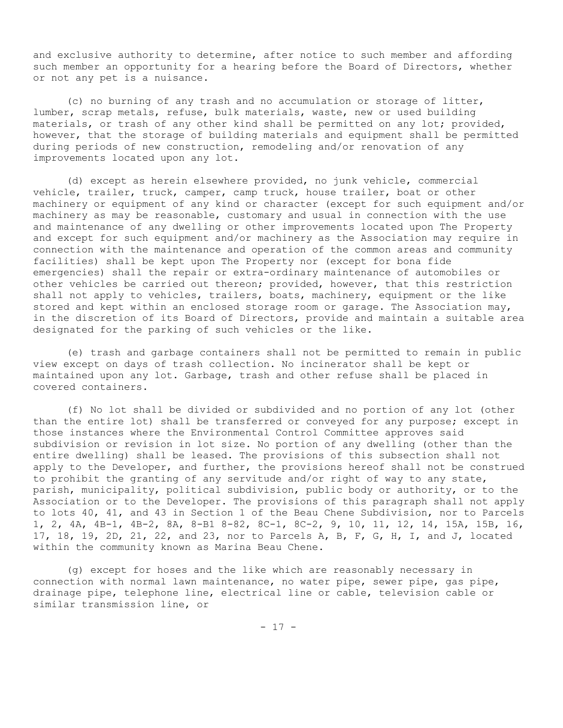and exclusive authority to determine, after notice to such member and affording such member an opportunity for a hearing before the Board of Directors, whether or not any pet is a nuisance.

(c) no burning of any trash and no accumulation or storage of litter, lumber, scrap metals, refuse, bulk materials, waste, new or used building materials, or trash of any other kind shall be permitted on any lot; provided, however, that the storage of building materials and equipment shall be permitted during periods of new construction, remodeling and/or renovation of any improvements located upon any lot.

(d) except as herein elsewhere provided, no junk vehicle, commercial vehicle, trailer, truck, camper, camp truck, house trailer, boat or other machinery or equipment of any kind or character (except for such equipment and/or machinery as may be reasonable, customary and usual in connection with the use and maintenance of any dwelling or other improvements located upon The Property and except for such equipment and/or machinery as the Association may require in connection with the maintenance and operation of the common areas and community facilities) shall be kept upon The Property nor (except for bona fide emergencies) shall the repair or extra-ordinary maintenance of automobiles or other vehicles be carried out thereon; provided, however, that this restriction shall not apply to vehicles, trailers, boats, machinery, equipment or the like stored and kept within an enclosed storage room or garage. The Association may, in the discretion of its Board of Directors, provide and maintain a suitable area designated for the parking of such vehicles or the like.

(e) trash and garbage containers shall not be permitted to remain in public view except on days of trash collection. No incinerator shall be kept or maintained upon any lot. Garbage, trash and other refuse shall be placed in covered containers.

(f) No lot shall be divided or subdivided and no portion of any lot (other than the entire lot) shall be transferred or conveyed for any purpose; except in those instances where the Environmental Control Committee approves said subdivision or revision in lot size. No portion of any dwelling (other than the entire dwelling) shall be leased. The provisions of this subsection shall not apply to the Developer, and further, the provisions hereof shall not be construed to prohibit the granting of any servitude and/or right of way to any state, parish, municipality, political subdivision, public body or authority, or to the Association or to the Developer. The provisions of this paragraph shall not apply to lots 40, 41, and 43 in Section 1 of the Beau Chene Subdivision, nor to Parcels 1, 2, 4A, 4B-1, 4B-2, 8A, 8-B1 8-82, 8C-1, 8C-2, 9, 10, 11, 12, 14, 15A, 15B, 16, 17, 18, 19, 2D, 21, 22, and 23, nor to Parcels A, B, F, G, H, I, and J, located within the community known as Marina Beau Chene.

(g) except for hoses and the like which are reasonably necessary in connection with normal lawn maintenance, no water pipe, sewer pipe, gas pipe, drainage pipe, telephone line, electrical line or cable, television cable or similar transmission line, or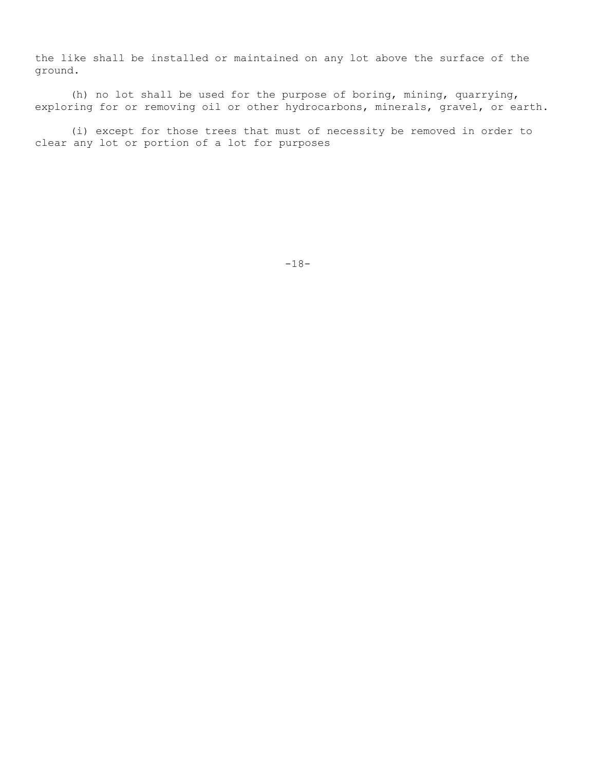the like shall be installed or maintained on any lot above the surface of the ground.

(h) no lot shall be used for the purpose of boring, mining, quarrying, exploring for or removing oil or other hydrocarbons, minerals, gravel, or earth.

(i) except for those trees that must of necessity be removed in order to clear any lot or portion of a lot for purposes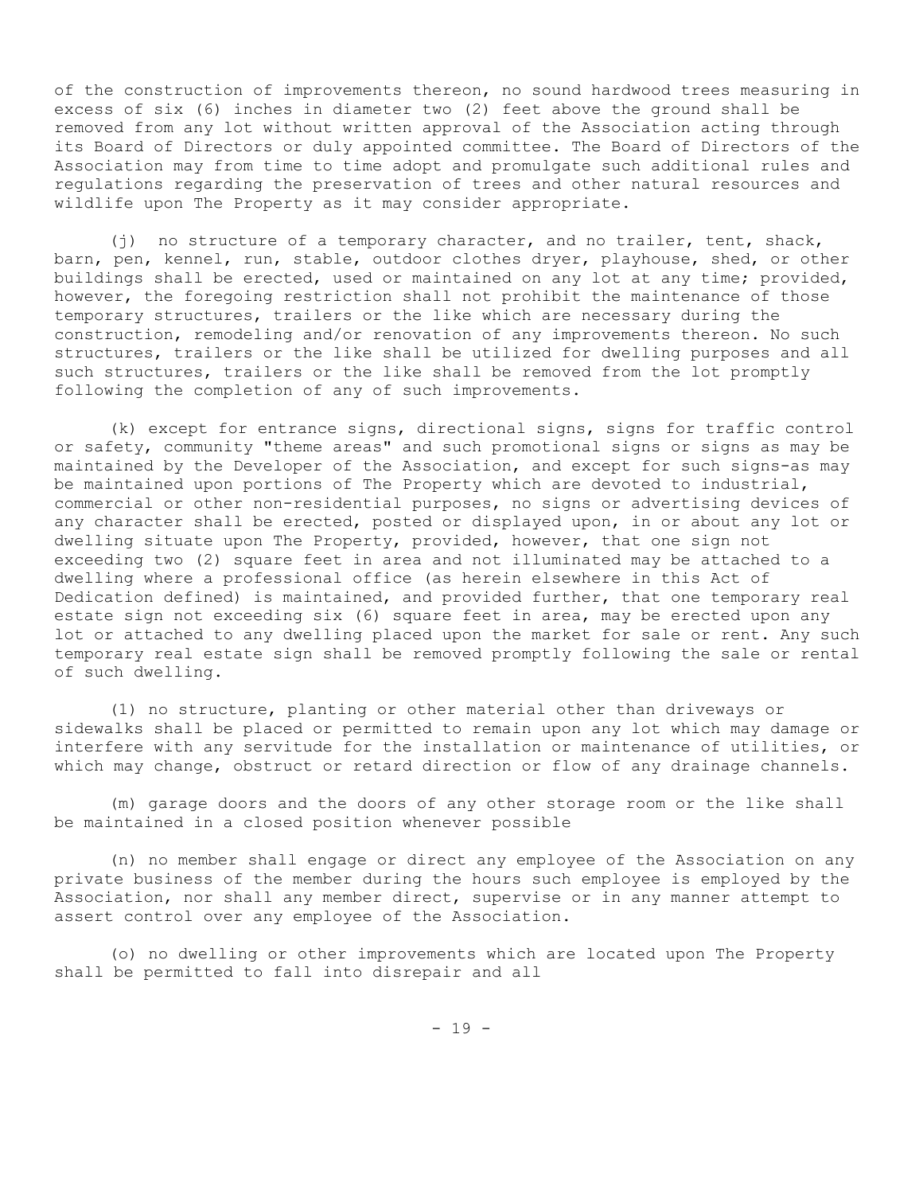of the construction of improvements thereon, no sound hardwood trees measuring in excess of six (6) inches in diameter two (2) feet above the ground shall be removed from any lot without written approval of the Association acting through its Board of Directors or duly appointed committee. The Board of Directors of the Association may from time to time adopt and promulgate such additional rules and regulations regarding the preservation of trees and other natural resources and wildlife upon The Property as it may consider appropriate.

(j) no structure of a temporary character, and no trailer, tent, shack, barn, pen, kennel, run, stable, outdoor clothes dryer, playhouse, shed, or other buildings shall be erected, used or maintained on any lot at any time; provided, however, the foregoing restriction shall not prohibit the maintenance of those temporary structures, trailers or the like which are necessary during the construction, remodeling and/or renovation of any improvements thereon. No such structures, trailers or the like shall be utilized for dwelling purposes and all such structures, trailers or the like shall be removed from the lot promptly following the completion of any of such improvements.

(k) except for entrance signs, directional signs, signs for traffic control or safety, community "theme areas" and such promotional signs or signs as may be maintained by the Developer of the Association, and except for such signs-as may be maintained upon portions of The Property which are devoted to industrial, commercial or other non-residential purposes, no signs or advertising devices of any character shall be erected, posted or displayed upon, in or about any lot or dwelling situate upon The Property, provided, however, that one sign not exceeding two (2) square feet in area and not illuminated may be attached to a dwelling where a professional office (as herein elsewhere in this Act of Dedication defined) is maintained, and provided further, that one temporary real estate sign not exceeding six (6) square feet in area, may be erected upon any lot or attached to any dwelling placed upon the market for sale or rent. Any such temporary real estate sign shall be removed promptly following the sale or rental of such dwelling.

(1) no structure, planting or other material other than driveways or sidewalks shall be placed or permitted to remain upon any lot which may damage or interfere with any servitude for the installation or maintenance of utilities, or which may change, obstruct or retard direction or flow of any drainage channels.

(m) garage doors and the doors of any other storage room or the like shall be maintained in a closed position whenever possible

(n) no member shall engage or direct any employee of the Association on any private business of the member during the hours such employee is employed by the Association, nor shall any member direct, supervise or in any manner attempt to assert control over any employee of the Association.

(o) no dwelling or other improvements which are located upon The Property shall be permitted to fall into disrepair and all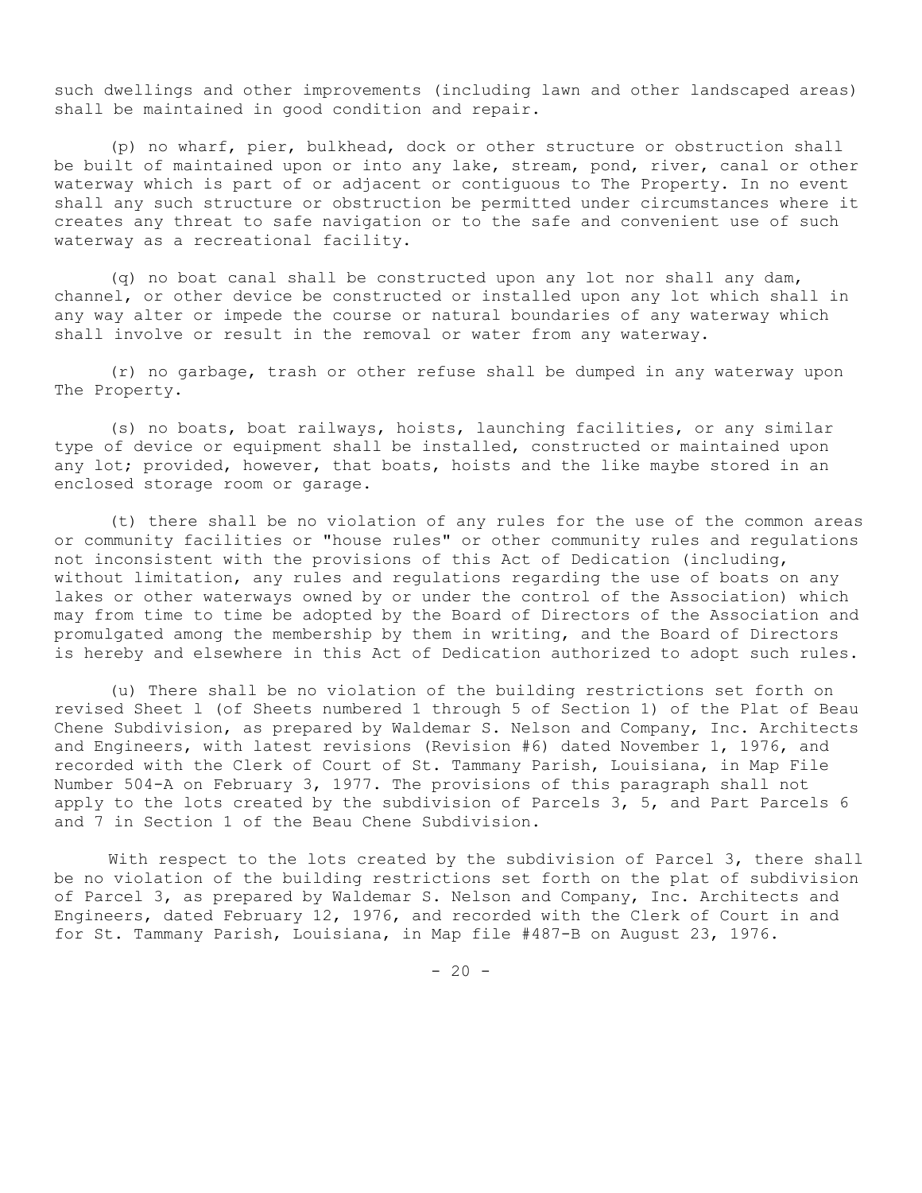such dwellings and other improvements (including lawn and other landscaped areas) shall be maintained in good condition and repair.

(p) no wharf, pier, bulkhead, dock or other structure or obstruction shall be built of maintained upon or into any lake, stream, pond, river, canal or other waterway which is part of or adjacent or contiguous to The Property. In no event shall any such structure or obstruction be permitted under circumstances where it creates any threat to safe navigation or to the safe and convenient use of such waterway as a recreational facility.

(q) no boat canal shall be constructed upon any lot nor shall any dam, channel, or other device be constructed or installed upon any lot which shall in any way alter or impede the course or natural boundaries of any waterway which shall involve or result in the removal or water from any waterway.

(r) no garbage, trash or other refuse shall be dumped in any waterway upon The Property.

(s) no boats, boat railways, hoists, launching facilities, or any similar type of device or equipment shall be installed, constructed or maintained upon any lot; provided, however, that boats, hoists and the like maybe stored in an enclosed storage room or garage.

(t) there shall be no violation of any rules for the use of the common areas or community facilities or "house rules" or other community rules and regulations not inconsistent with the provisions of this Act of Dedication (including, without limitation, any rules and regulations regarding the use of boats on any lakes or other waterways owned by or under the control of the Association) which may from time to time be adopted by the Board of Directors of the Association and promulgated among the membership by them in writing, and the Board of Directors is hereby and elsewhere in this Act of Dedication authorized to adopt such rules.

(u) There shall be no violation of the building restrictions set forth on revised Sheet l (of Sheets numbered 1 through 5 of Section 1) of the Plat of Beau Chene Subdivision, as prepared by Waldemar S. Nelson and Company, Inc. Architects and Engineers, with latest revisions (Revision #6) dated November 1, 1976, and recorded with the Clerk of Court of St. Tammany Parish, Louisiana, in Map File Number 504-A on February 3, 1977. The provisions of this paragraph shall not apply to the lots created by the subdivision of Parcels 3, 5, and Part Parcels 6 and 7 in Section 1 of the Beau Chene Subdivision.

With respect to the lots created by the subdivision of Parcel 3, there shall be no violation of the building restrictions set forth on the plat of subdivision of Parcel 3, as prepared by Waldemar S. Nelson and Company, Inc. Architects and Engineers, dated February 12, 1976, and recorded with the Clerk of Court in and for St. Tammany Parish, Louisiana, in Map file #487-B on August 23, 1976.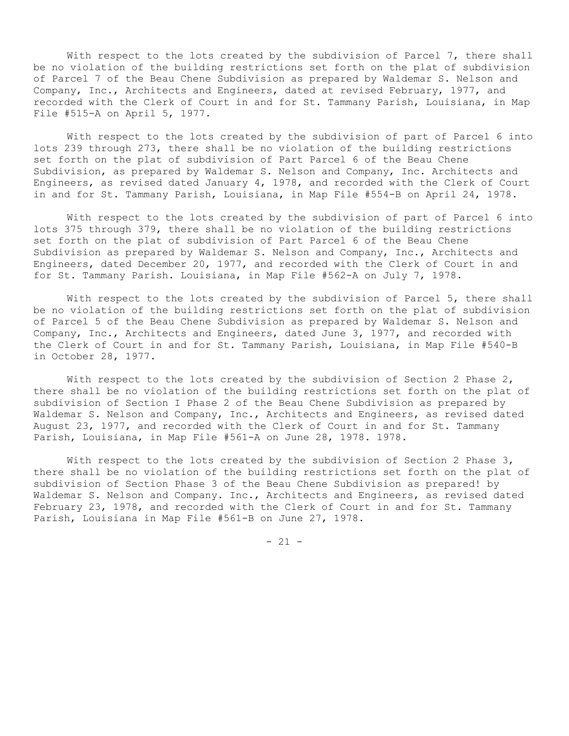With respect to the lots created by the subdivision of Parcel 7, there shall be no violation of the building restrictions set forth on the plat of subdivision of Parcel 7 of the Beau Chene Subdivision as prepared by Waldemar S. Nelson and Company, Inc., Architects and Engineers, dated at revised February, 1977, and recorded with the Clerk of Court in and for St. Tammany Parish, Louisiana, in Map File #515-A on April 5, 1977.

With respect to the lots created by the subdivision of part of Parcel 6 into lots 239 through 273, there shall be no violation of the building restrictions set forth on the plat of subdivision of Part Parcel 6 of the Beau Chene Subdivision, as prepared by Waldemar S. Nelson and Company, Inc. Architects and Engineers, as revised dated January 4, 1978, and recorded with the Clerk of Court in and for St. Tammany Parish, Louisiana, in Map File #554-B on April 24, 1978.

With respect to the lots created by the subdivision of part of Parcel 6 into lots 375 through 379, there shall be no violation of the building restrictions set forth on the plat of subdivision of Part Parcel 6 of the Beau Chene Subdivision as prepared by Waldemar S. Nelson and Company, Inc., Architects and Engineers, dated December 20, 1977, and recorded with the Clerk of Court in and for St. Tammany Parish. Louisiana, in Map File #562-A on July 7, 1978.

With respect to the lots created by the subdivision of Parcel 5, there shall be no violation of the building restrictions set forth on the plat of subdivision of Parcel 5 of the Beau Chene Subdivision as prepared by Waldemar S. Nelson and Company, Inc., Architects and Engineers, dated June 3, 1977, and recorded with the Clerk of Court in and for St. Tammany Parish, Louisiana, in Map File #540-B in October 28, 1977.

With respect to the lots created by the subdivision of Section 2 Phase 2, there shall be no violation of the building restrictions set forth on the plat of subdivision of Section I Phase 2 of the Beau Chene Subdivision as prepared by Waldemar S. Nelson and Company, Inc., Architects and Engineers, as revised dated August 23, 1977, and recorded with the Clerk of Court in and for St. Tammany Parish, Louisiana, in Map File #561-A on June 28, 1978. 1978.

With respect to the lots created by the subdivision of Section 2 Phase 3, there shall be no violation of the building restrictions set forth on the plat of subdivision of Section Phase 3 of the Beau Chene Subdivision as prepared! by Waldemar S. Nelson and Company. Inc., Architects and Engineers, as revised dated February 23, 1978, and recorded with the Clerk of Court in and for St. Tammany Parish, Louisiana in Map File #561-B on June 27, 1978.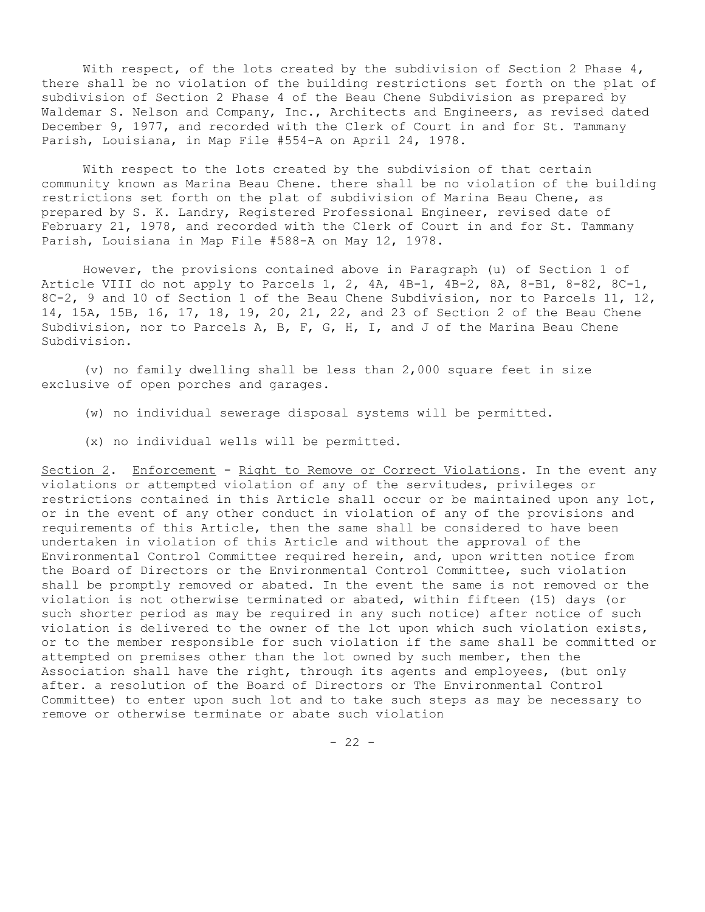With respect, of the lots created by the subdivision of Section 2 Phase 4, there shall be no violation of the building restrictions set forth on the plat of subdivision of Section 2 Phase 4 of the Beau Chene Subdivision as prepared by Waldemar S. Nelson and Company, Inc., Architects and Engineers, as revised dated December 9, 1977, and recorded with the Clerk of Court in and for St. Tammany Parish, Louisiana, in Map File #554-A on April 24, 1978.

With respect to the lots created by the subdivision of that certain community known as Marina Beau Chene. there shall be no violation of the building restrictions set forth on the plat of subdivision of Marina Beau Chene, as prepared by S. K. Landry, Registered Professional Engineer, revised date of February 21, 1978, and recorded with the Clerk of Court in and for St. Tammany Parish, Louisiana in Map File #588-A on May 12, 1978.

However, the provisions contained above in Paragraph (u) of Section 1 of Article VIII do not apply to Parcels 1, 2, 4A, 4B-1, 4B-2, 8A, 8-B1, 8-82, 8C-1, 8C-2, 9 and 10 of Section 1 of the Beau Chene Subdivision, nor to Parcels 11, 12, 14, 15A, 15B, 16, 17, 18, 19, 20, 21, 22, and 23 of Section 2 of the Beau Chene Subdivision, nor to Parcels A, B, F, G, H, I, and J of the Marina Beau Chene Subdivision.

(v) no family dwelling shall be less than 2,000 square feet in size exclusive of open porches and garages.

(w) no individual sewerage disposal systems will be permitted.

(x) no individual wells will be permitted.

Section 2. Enforcement - Right to Remove or Correct Violations. In the event any violations or attempted violation of any of the servitudes, privileges or restrictions contained in this Article shall occur or be maintained upon any lot, or in the event of any other conduct in violation of any of the provisions and requirements of this Article, then the same shall be considered to have been undertaken in violation of this Article and without the approval of the Environmental Control Committee required herein, and, upon written notice from the Board of Directors or the Environmental Control Committee, such violation shall be promptly removed or abated. In the event the same is not removed or the violation is not otherwise terminated or abated, within fifteen (15) days (or such shorter period as may be required in any such notice) after notice of such violation is delivered to the owner of the lot upon which such violation exists, or to the member responsible for such violation if the same shall be committed or attempted on premises other than the lot owned by such member, then the Association shall have the right, through its agents and employees, (but only after. a resolution of the Board of Directors or The Environmental Control Committee) to enter upon such lot and to take such steps as may be necessary to remove or otherwise terminate or abate such violation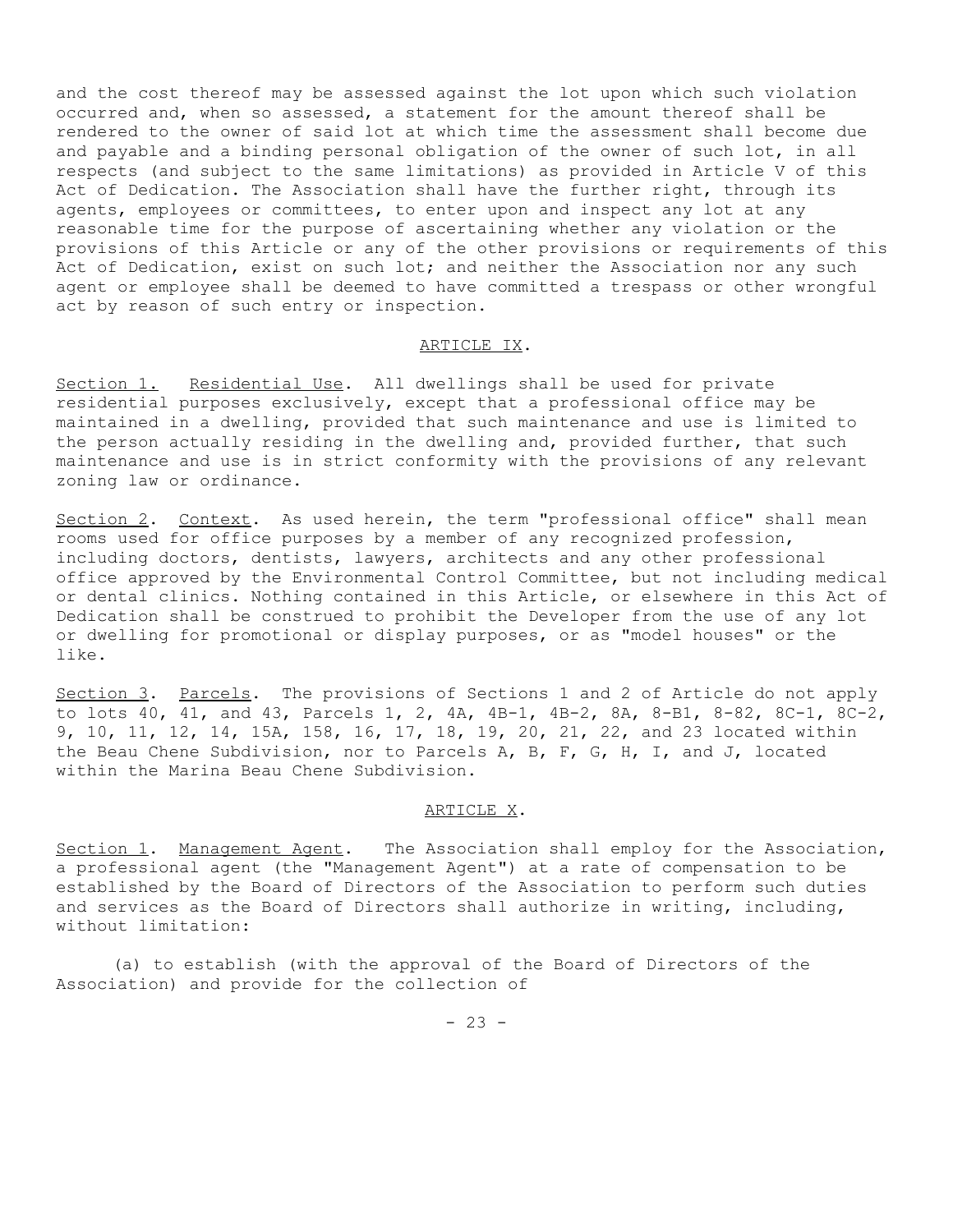and the cost thereof may be assessed against the lot upon which such violation occurred and, when so assessed, a statement for the amount thereof shall be rendered to the owner of said lot at which time the assessment shall become due and payable and a binding personal obligation of the owner of such lot, in all respects (and subject to the same limitations) as provided in Article V of this Act of Dedication. The Association shall have the further right, through its agents, employees or committees, to enter upon and inspect any lot at any reasonable time for the purpose of ascertaining whether any violation or the provisions of this Article or any of the other provisions or requirements of this Act of Dedication, exist on such lot; and neither the Association nor any such agent or employee shall be deemed to have committed a trespass or other wrongful act by reason of such entry or inspection.

## ARTICLE IX.

Section 1. Residential Use. All dwellings shall be used for private residential purposes exclusively, except that a professional office may be maintained in a dwelling, provided that such maintenance and use is limited to the person actually residing in the dwelling and, provided further, that such maintenance and use is in strict conformity with the provisions of any relevant zoning law or ordinance.

Section 2. Context. As used herein, the term "professional office" shall mean rooms used for office purposes by a member of any recognized profession, including doctors, dentists, lawyers, architects and any other professional office approved by the Environmental Control Committee, but not including medical or dental clinics. Nothing contained in this Article, or elsewhere in this Act of Dedication shall be construed to prohibit the Developer from the use of any lot or dwelling for promotional or display purposes, or as "model houses" or the like.

Section 3. Parcels. The provisions of Sections 1 and 2 of Article do not apply to lots 40, 41, and 43, Parcels 1, 2, 4A, 4B-1, 4B-2, 8A, 8-B1, 8-82, 8C-1, 8C-2, 9, 10, 11, 12, 14, 15A, 158, 16, 17, 18, 19, 20, 21, 22, and 23 located within the Beau Chene Subdivision, nor to Parcels A, B, F, G, H, I, and J, located within the Marina Beau Chene Subdivision.

## ARTICLE X.

Section 1. Management Agent. The Association shall employ for the Association, a professional agent (the "Management Agent") at a rate of compensation to be established by the Board of Directors of the Association to perform such duties and services as the Board of Directors shall authorize in writing, including, without limitation:

(a) to establish (with the approval of the Board of Directors of the Association) and provide for the collection of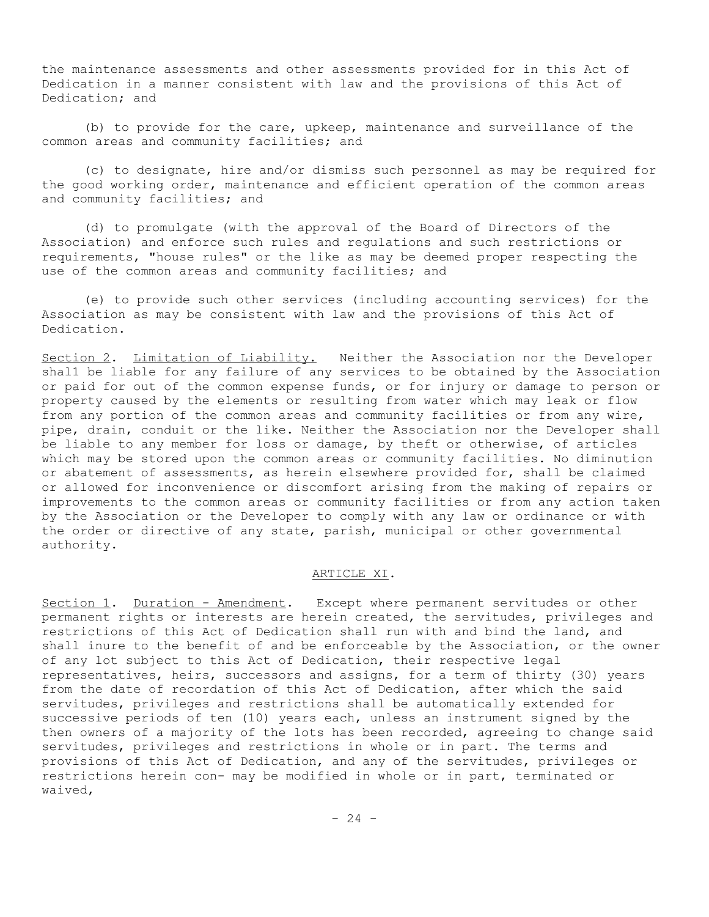the maintenance assessments and other assessments provided for in this Act of Dedication in a manner consistent with law and the provisions of this Act of Dedication; and

(b) to provide for the care, upkeep, maintenance and surveillance of the common areas and community facilities; and

(c) to designate, hire and/or dismiss such personnel as may be required for the good working order, maintenance and efficient operation of the common areas and community facilities; and

(d) to promulgate (with the approval of the Board of Directors of the Association) and enforce such rules and regulations and such restrictions or requirements, "house rules" or the like as may be deemed proper respecting the use of the common areas and community facilities; and

(e) to provide such other services (including accounting services) for the Association as may be consistent with law and the provisions of this Act of Dedication.

Section 2. Limitation of Liability. Neither the Association nor the Developer shall be liable for any failure of any services to be obtained by the Association or paid for out of the common expense funds, or for injury or damage to person or property caused by the elements or resulting from water which may leak or flow from any portion of the common areas and community facilities or from any wire, pipe, drain, conduit or the like. Neither the Association nor the Developer shall be liable to any member for loss or damage, by theft or otherwise, of articles which may be stored upon the common areas or community facilities. No diminution or abatement of assessments, as herein elsewhere provided for, shall be claimed or allowed for inconvenience or discomfort arising from the making of repairs or improvements to the common areas or community facilities or from any action taken by the Association or the Developer to comply with any law or ordinance or with the order or directive of any state, parish, municipal or other governmental authority.

## ARTICLE XI.

Section 1. Duration - Amendment. Except where permanent servitudes or other permanent rights or interests are herein created, the servitudes, privileges and restrictions of this Act of Dedication shall run with and bind the land, and shall inure to the benefit of and be enforceable by the Association, or the owner of any lot subject to this Act of Dedication, their respective legal representatives, heirs, successors and assigns, for a term of thirty (30) years from the date of recordation of this Act of Dedication, after which the said servitudes, privileges and restrictions shall be automatically extended for successive periods of ten (10) years each, unless an instrument signed by the then owners of a majority of the lots has been recorded, agreeing to change said servitudes, privileges and restrictions in whole or in part. The terms and provisions of this Act of Dedication, and any of the servitudes, privileges or restrictions herein con- may be modified in whole or in part, terminated or waived,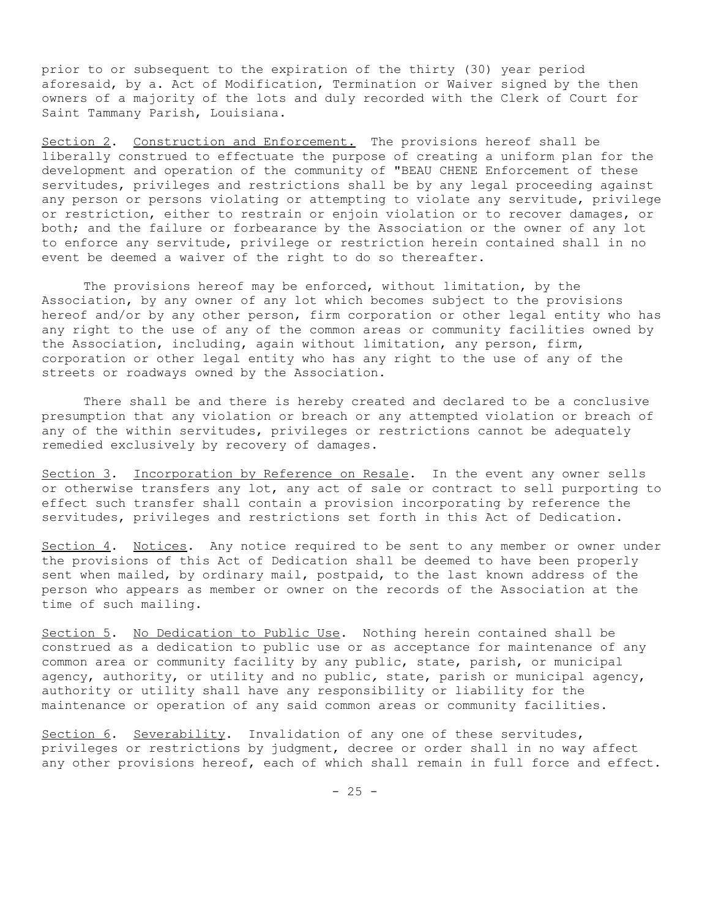prior to or subsequent to the expiration of the thirty (30) year period aforesaid, by a. Act of Modification, Termination or Waiver signed by the then owners of a majority of the lots and duly recorded with the Clerk of Court for Saint Tammany Parish, Louisiana.

Section 2. Construction and Enforcement. The provisions hereof shall be liberally construed to effectuate the purpose of creating a uniform plan for the development and operation of the community of "BEAU CHENE Enforcement of these servitudes, privileges and restrictions shall be by any legal proceeding against any person or persons violating or attempting to violate any servitude, privilege or restriction, either to restrain or enjoin violation or to recover damages, or both; and the failure or forbearance by the Association or the owner of any lot to enforce any servitude, privilege or restriction herein contained shall in no event be deemed a waiver of the right to do so thereafter.

The provisions hereof may be enforced, without limitation, by the Association, by any owner of any lot which becomes subject to the provisions hereof and/or by any other person, firm corporation or other legal entity who has any right to the use of any of the common areas or community facilities owned by the Association, including, again without limitation, any person, firm, corporation or other legal entity who has any right to the use of any of the streets or roadways owned by the Association.

There shall be and there is hereby created and declared to be a conclusive presumption that any violation or breach or any attempted violation or breach of any of the within servitudes, privileges or restrictions cannot be adequately remedied exclusively by recovery of damages.

Section 3. Incorporation by Reference on Resale. In the event any owner sells or otherwise transfers any lot, any act of sale or contract to sell purporting to effect such transfer shall contain a provision incorporating by reference the servitudes, privileges and restrictions set forth in this Act of Dedication.

Section 4. Notices. Any notice required to be sent to any member or owner under the provisions of this Act of Dedication shall be deemed to have been properly sent when mailed, by ordinary mail, postpaid, to the last known address of the person who appears as member or owner on the records of the Association at the time of such mailing.

Section 5. No Dedication to Public Use. Nothing herein contained shall be construed as a dedication to public use or as acceptance for maintenance of any common area or community facility by any public, state, parish, or municipal agency, authority, or utility and no public, state, parish or municipal agency, authority or utility shall have any responsibility or liability for the maintenance or operation of any said common areas or community facilities.

Section 6. Severability. Invalidation of any one of these servitudes, privileges or restrictions by judgment, decree or order shall in no way affect any other provisions hereof, each of which shall remain in full force and effect.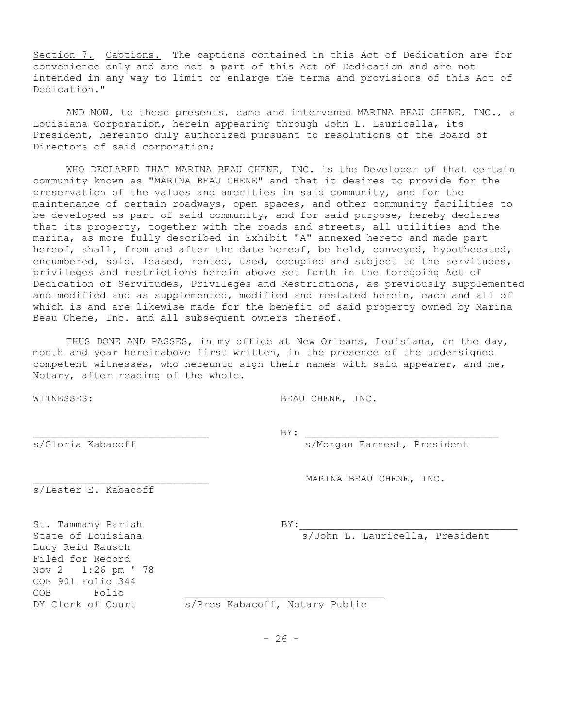Section 7. Captions. The captions contained in this Act of Dedication are for convenience only and are not a part of this Act of Dedication and are not intended in any way to limit or enlarge the terms and provisions of this Act of Dedication."

AND NOW, to these presents, came and intervened MARINA BEAU CHENE, INC., a Louisiana Corporation, herein appearing through John L. Lauricalla, its President, hereinto duly authorized pursuant to resolutions of the Board of Directors of said corporation;

WHO DECLARED THAT MARINA BEAU CHENE, INC. is the Developer of that certain community known as "MARINA BEAU CHENE" and that it desires to provide for the preservation of the values and amenities in said community, and for the maintenance of certain roadways, open spaces, and other community facilities to be developed as part of said community, and for said purpose, hereby declares that its property, together with the roads and streets, all utilities and the marina, as more fully described in Exhibit "A" annexed hereto and made part hereof, shall, from and after the date hereof, be held, conveyed, hypothecated, encumbered, sold, leased, rented, used, occupied and subject to the servitudes, privileges and restrictions herein above set forth in the foregoing Act of Dedication of Servitudes, Privileges and Restrictions, as previously supplemented and modified and as supplemented, modified and restated herein, each and all of which is and are likewise made for the benefit of said property owned by Marina Beau Chene, Inc. and all subsequent owners thereof.

THUS DONE AND PASSES, in my office at New Orleans, Louisiana, on the day, month and year hereinabove first written, in the presence of the undersigned competent witnesses, who hereunto sign their names with said appearer, and me, Notary, after reading of the whole.

WITNESSES:

BEAU CHENE, INC.

_____________________________
s/Gloria Kabacoff

BY: _____________________________
s/Morgan Earnest, President

_____________________________
s/Lester E. Kabacoff

MARINA BEAU CHENE, INC.

BY: _____________________________
s/John L. Lauricella, President

St. Tammany Parish
State of Louisiana
Lucy Reid Rausch
Filed for Record
Nov 2 1:26 pm ' 78
COB 901 Folio 344
COB Folio
DY Clerk of Court

_____________________________
s/Pres Kabacoff, Notary Public